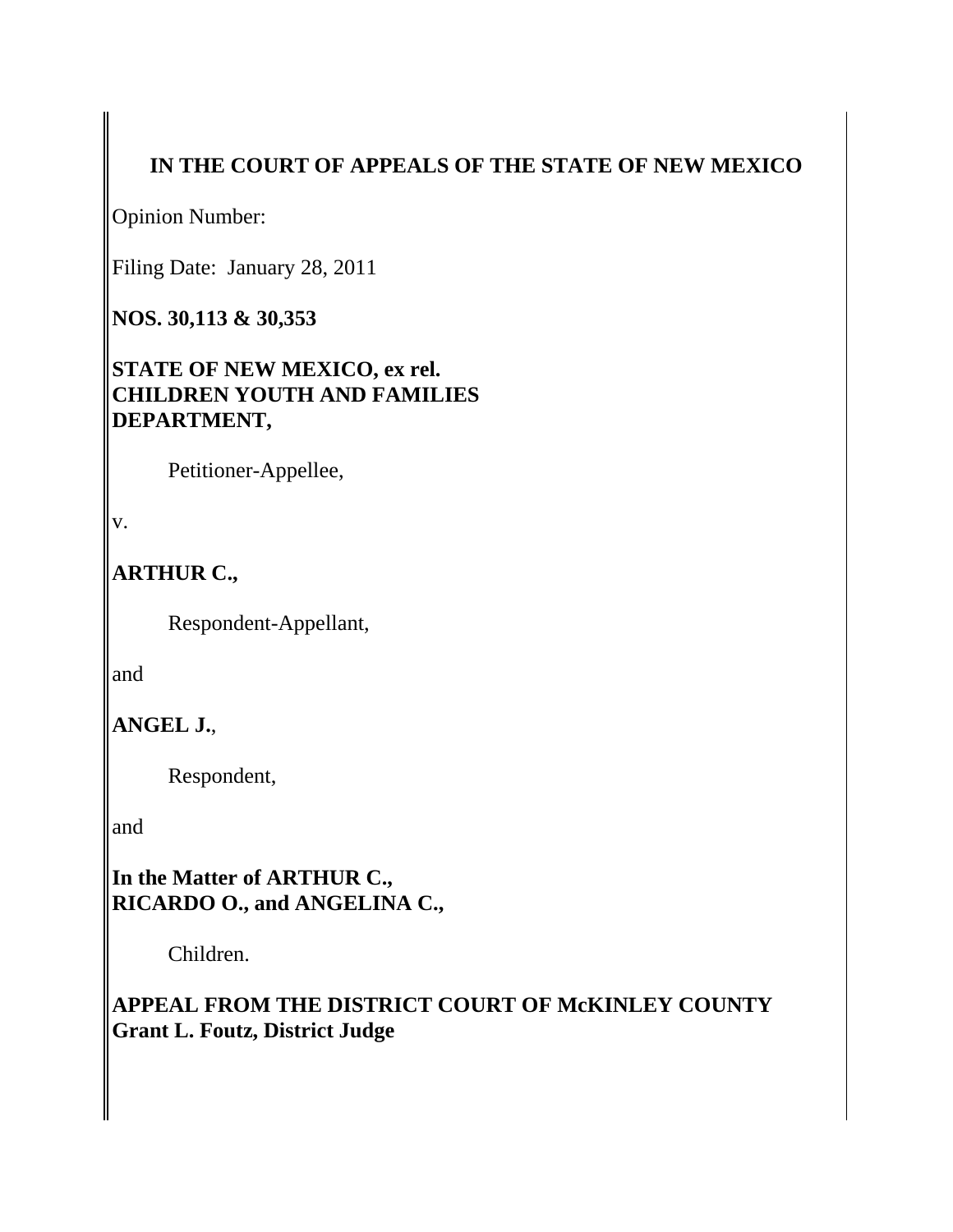# IN THE COURT OF APPEALS OF THE STATE OF NEW MEXICO

Opinion Number:

Filing Date: January 28, 2011

**NOS. 30,113 & 30,353**

**STATE OF NEW MEXICO, ex rel.**
**CHILDREN YOUTH AND FAMILIES**
**DEPARTMENT,**

Petitioner-Appellee,

v.

**ARTHUR C.,**

Respondent-Appellant,

and

**ANGEL J.**,

Respondent,

and

**In the Matter of ARTHUR C.,**
**RICARDO O., and ANGELINA C.,**

Children.

**APPEAL FROM THE DISTRICT COURT OF McKINLEY COUNTY**
**Grant L. Foutz, District Judge**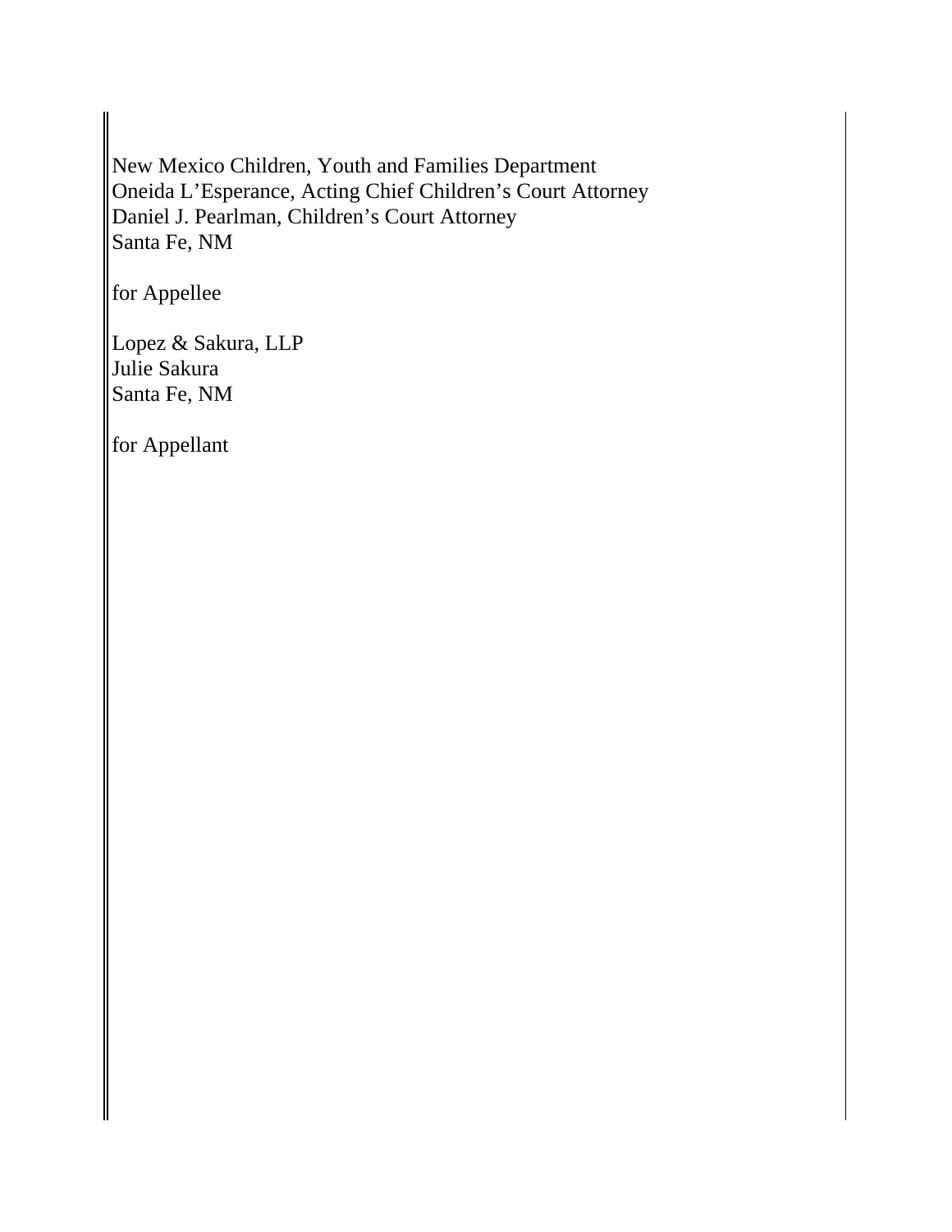New Mexico Children, Youth and Families Department
Oneida L'Esperance, Acting Chief Children's Court Attorney
Daniel J. Pearlman, Children's Court Attorney
Santa Fe, NM

for Appellee

Lopez & Sakura, LLP
Julie Sakura
Santa Fe, NM

for Appellant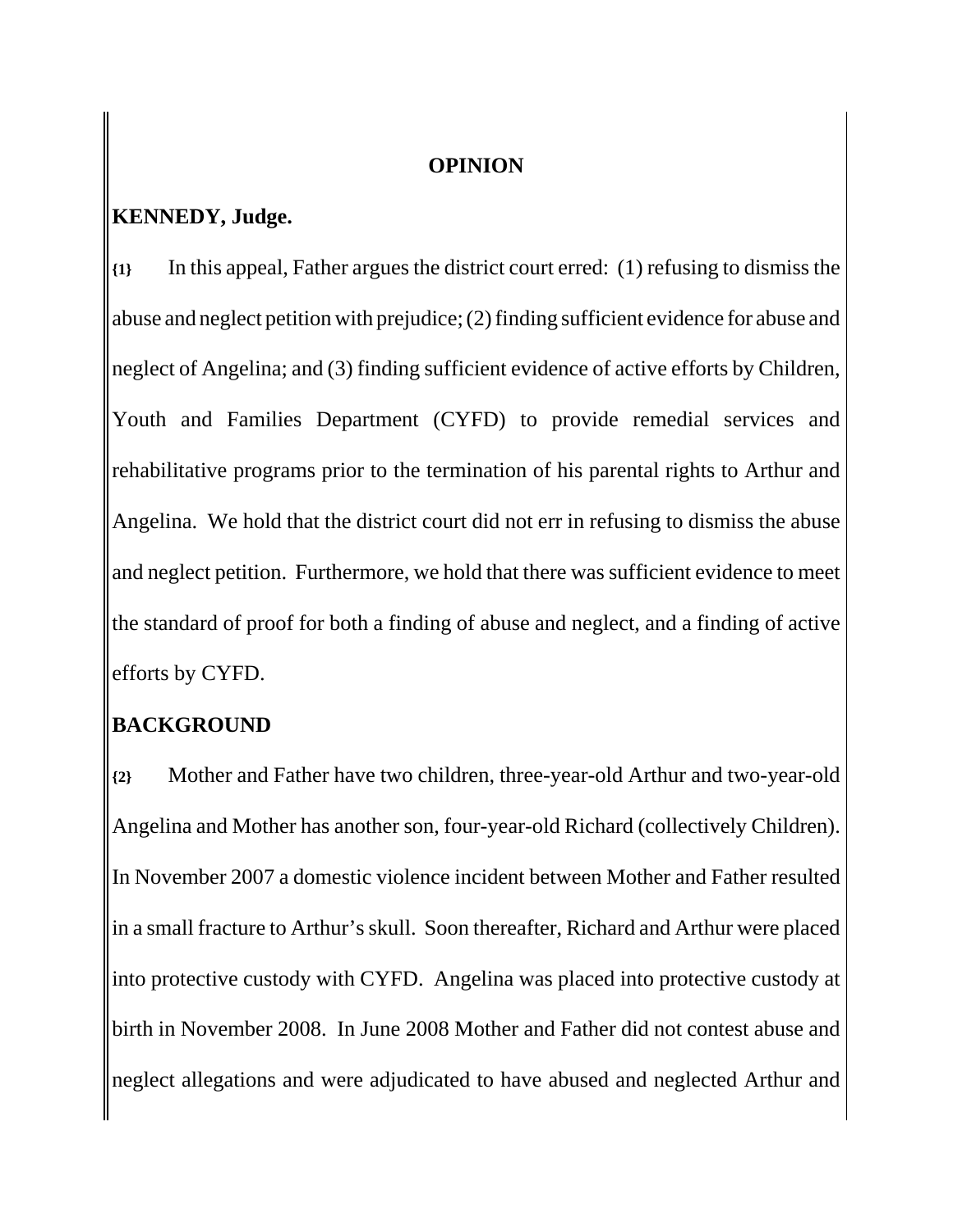**OPINION**

**KENNEDY, Judge.**

{1} In this appeal, Father argues the district court erred: (1) refusing to dismiss the abuse and neglect petition with prejudice; (2) finding sufficient evidence for abuse and neglect of Angelina; and (3) finding sufficient evidence of active efforts by Children, Youth and Families Department (CYFD) to provide remedial services and rehabilitative programs prior to the termination of his parental rights to Arthur and Angelina. We hold that the district court did not err in refusing to dismiss the abuse and neglect petition. Furthermore, we hold that there was sufficient evidence to meet the standard of proof for both a finding of abuse and neglect, and a finding of active efforts by CYFD.

**BACKGROUND**

{2} Mother and Father have two children, three-year-old Arthur and two-year-old Angelina and Mother has another son, four-year-old Richard (collectively Children). In November 2007 a domestic violence incident between Mother and Father resulted in a small fracture to Arthur's skull. Soon thereafter, Richard and Arthur were placed into protective custody with CYFD. Angelina was placed into protective custody at birth in November 2008. In June 2008 Mother and Father did not contest abuse and neglect allegations and were adjudicated to have abused and neglected Arthur and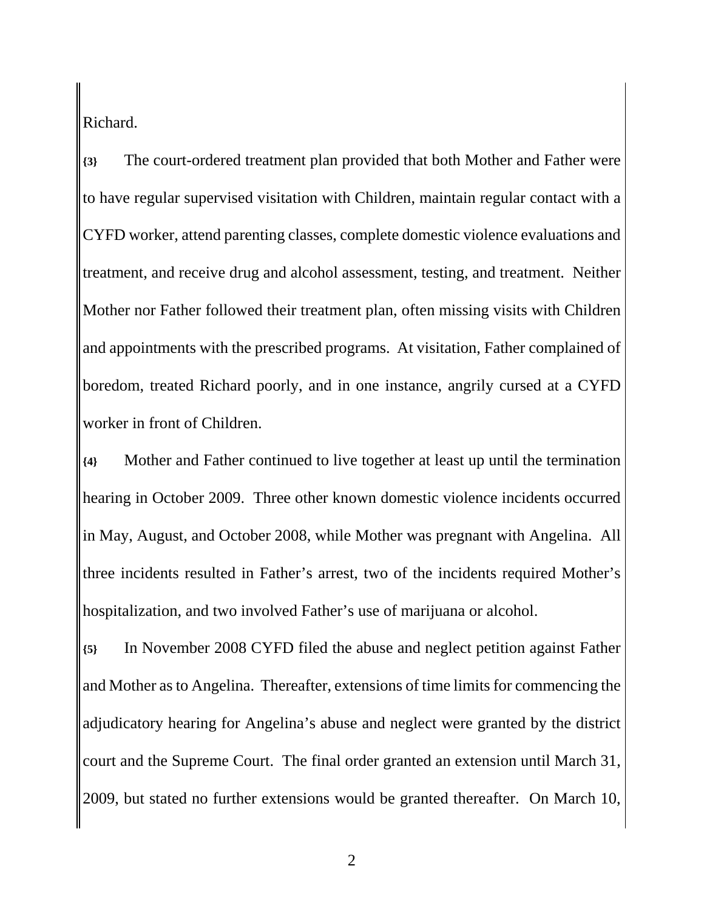Richard.

{3} The court-ordered treatment plan provided that both Mother and Father were to have regular supervised visitation with Children, maintain regular contact with a CYFD worker, attend parenting classes, complete domestic violence evaluations and treatment, and receive drug and alcohol assessment, testing, and treatment. Neither Mother nor Father followed their treatment plan, often missing visits with Children and appointments with the prescribed programs. At visitation, Father complained of boredom, treated Richard poorly, and in one instance, angrily cursed at a CYFD worker in front of Children.

{4} Mother and Father continued to live together at least up until the termination hearing in October 2009. Three other known domestic violence incidents occurred in May, August, and October 2008, while Mother was pregnant with Angelina. All three incidents resulted in Father's arrest, two of the incidents required Mother's hospitalization, and two involved Father's use of marijuana or alcohol.

{5} In November 2008 CYFD filed the abuse and neglect petition against Father and Mother as to Angelina. Thereafter, extensions of time limits for commencing the adjudicatory hearing for Angelina's abuse and neglect were granted by the district court and the Supreme Court. The final order granted an extension until March 31, 2009, but stated no further extensions would be granted thereafter. On March 10,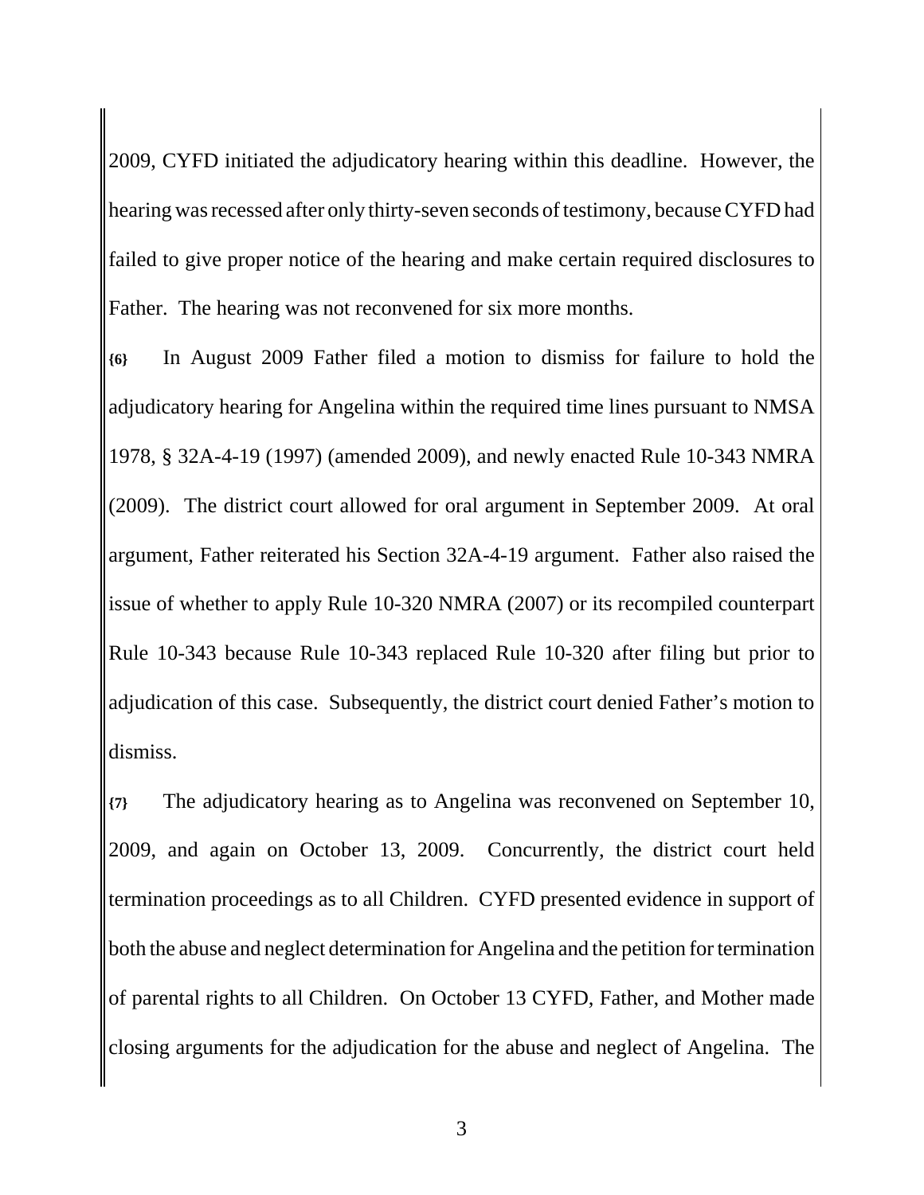2009, CYFD initiated the adjudicatory hearing within this deadline. However, the hearing was recessed after only thirty-seven seconds of testimony, because CYFD had failed to give proper notice of the hearing and make certain required disclosures to Father. The hearing was not reconvened for six more months.

**{6}** In August 2009 Father filed a motion to dismiss for failure to hold the adjudicatory hearing for Angelina within the required time lines pursuant to NMSA 1978, § 32A-4-19 (1997) (amended 2009), and newly enacted Rule 10-343 NMRA (2009). The district court allowed for oral argument in September 2009. At oral argument, Father reiterated his Section 32A-4-19 argument. Father also raised the issue of whether to apply Rule 10-320 NMRA (2007) or its recompiled counterpart Rule 10-343 because Rule 10-343 replaced Rule 10-320 after filing but prior to adjudication of this case. Subsequently, the district court denied Father's motion to dismiss.

**{7}** The adjudicatory hearing as to Angelina was reconvened on September 10, 2009, and again on October 13, 2009. Concurrently, the district court held termination proceedings as to all Children. CYFD presented evidence in support of both the abuse and neglect determination for Angelina and the petition for termination of parental rights to all Children. On October 13 CYFD, Father, and Mother made closing arguments for the adjudication for the abuse and neglect of Angelina. The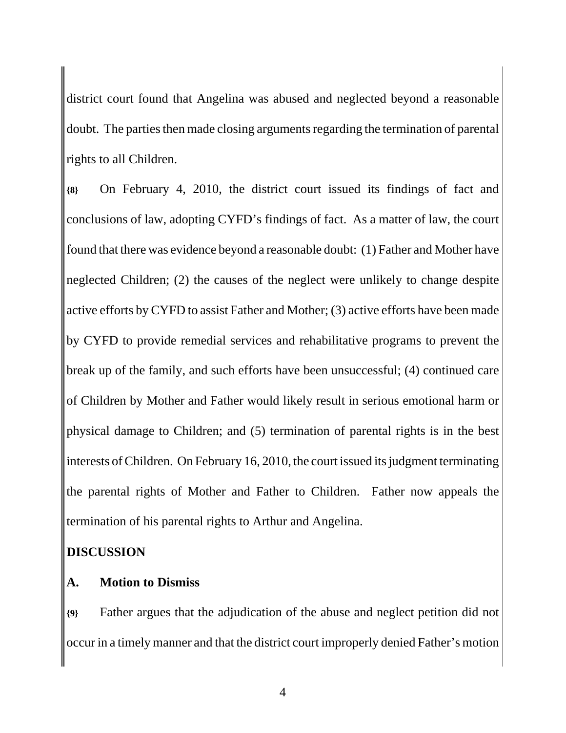district court found that Angelina was abused and neglected beyond a reasonable doubt. The parties then made closing arguments regarding the termination of parental rights to all Children.

**{8}** On February 4, 2010, the district court issued its findings of fact and conclusions of law, adopting CYFD's findings of fact. As a matter of law, the court found that there was evidence beyond a reasonable doubt: (1) Father and Mother have neglected Children; (2) the causes of the neglect were unlikely to change despite active efforts by CYFD to assist Father and Mother; (3) active efforts have been made by CYFD to provide remedial services and rehabilitative programs to prevent the break up of the family, and such efforts have been unsuccessful; (4) continued care of Children by Mother and Father would likely result in serious emotional harm or physical damage to Children; and (5) termination of parental rights is in the best interests of Children. On February 16, 2010, the court issued its judgment terminating the parental rights of Mother and Father to Children. Father now appeals the termination of his parental rights to Arthur and Angelina.

## DISCUSSION

### A. Motion to Dismiss

**{9}** Father argues that the adjudication of the abuse and neglect petition did not occur in a timely manner and that the district court improperly denied Father's motion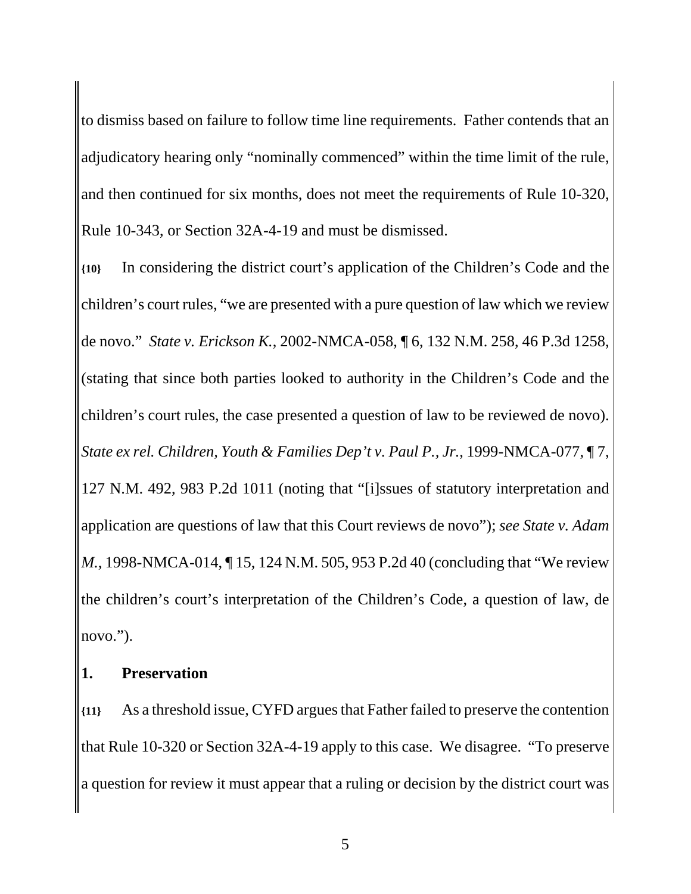to dismiss based on failure to follow time line requirements. Father contends that an adjudicatory hearing only "nominally commenced" within the time limit of the rule, and then continued for six months, does not meet the requirements of Rule 10-320, Rule 10-343, or Section 32A-4-19 and must be dismissed.

**{10}** In considering the district court's application of the Children's Code and the children's court rules, "we are presented with a pure question of law which we review de novo." *State v. Erickson K.*, 2002-NMCA-058, ¶ 6, 132 N.M. 258, 46 P.3d 1258, (stating that since both parties looked to authority in the Children's Code and the children's court rules, the case presented a question of law to be reviewed de novo). *State ex rel. Children, Youth & Families Dep't v. Paul P., Jr.*, 1999-NMCA-077, ¶ 7, 127 N.M. 492, 983 P.2d 1011 (noting that "[i]ssues of statutory interpretation and application are questions of law that this Court reviews de novo"); *see State v. Adam M.*, 1998-NMCA-014, ¶ 15, 124 N.M. 505, 953 P.2d 40 (concluding that "We review the children's court's interpretation of the Children's Code, a question of law, de novo.").

**1. Preservation**

**{11}** As a threshold issue, CYFD argues that Father failed to preserve the contention that Rule 10-320 or Section 32A-4-19 apply to this case. We disagree. "To preserve a question for review it must appear that a ruling or decision by the district court was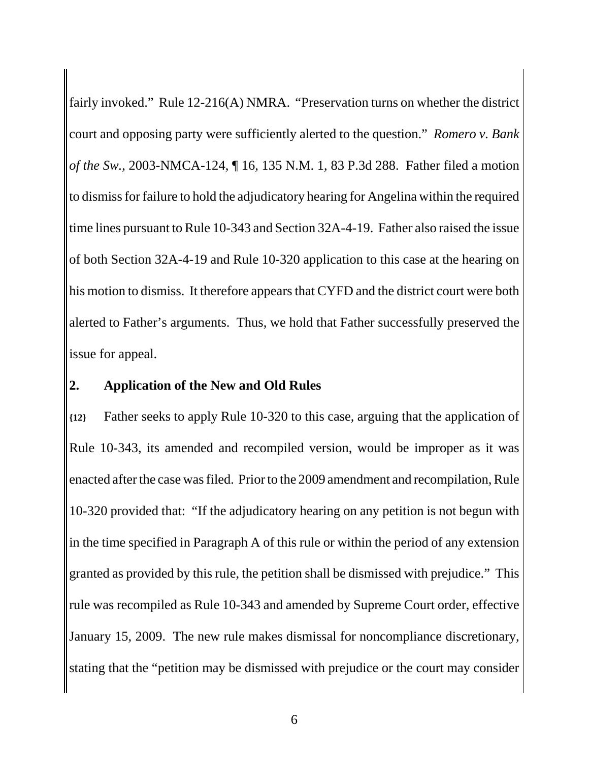fairly invoked." Rule 12-216(A) NMRA. "Preservation turns on whether the district court and opposing party were sufficiently alerted to the question." *Romero v. Bank of the Sw.*, 2003-NMCA-124, ¶ 16, 135 N.M. 1, 83 P.3d 288. Father filed a motion to dismiss for failure to hold the adjudicatory hearing for Angelina within the required time lines pursuant to Rule 10-343 and Section 32A-4-19. Father also raised the issue of both Section 32A-4-19 and Rule 10-320 application to this case at the hearing on his motion to dismiss. It therefore appears that CYFD and the district court were both alerted to Father's arguments. Thus, we hold that Father successfully preserved the issue for appeal.

## 2. Application of the New and Old Rules

**{12}** Father seeks to apply Rule 10-320 to this case, arguing that the application of Rule 10-343, its amended and recompiled version, would be improper as it was enacted after the case was filed. Prior to the 2009 amendment and recompilation, Rule 10-320 provided that: "If the adjudicatory hearing on any petition is not begun with in the time specified in Paragraph A of this rule or within the period of any extension granted as provided by this rule, the petition shall be dismissed with prejudice." This rule was recompiled as Rule 10-343 and amended by Supreme Court order, effective January 15, 2009. The new rule makes dismissal for noncompliance discretionary, stating that the "petition may be dismissed with prejudice or the court may consider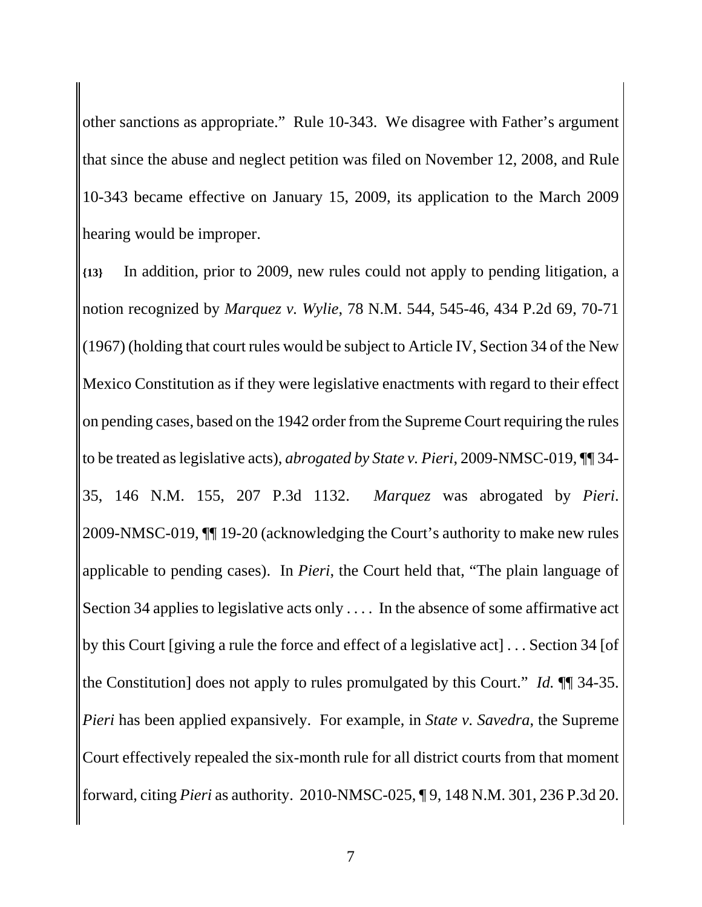other sanctions as appropriate." Rule 10-343. We disagree with Father's argument that since the abuse and neglect petition was filed on November 12, 2008, and Rule 10-343 became effective on January 15, 2009, its application to the March 2009 hearing would be improper.

**{13}** In addition, prior to 2009, new rules could not apply to pending litigation, a notion recognized by *Marquez v. Wylie*, 78 N.M. 544, 545-46, 434 P.2d 69, 70-71 (1967) (holding that court rules would be subject to Article IV, Section 34 of the New Mexico Constitution as if they were legislative enactments with regard to their effect on pending cases, based on the 1942 order from the Supreme Court requiring the rules to be treated as legislative acts), *abrogated by State v. Pieri*, 2009-NMSC-019, ¶¶ 34-35, 146 N.M. 155, 207 P.3d 1132. *Marquez* was abrogated by *Pieri*. 2009-NMSC-019, ¶¶ 19-20 (acknowledging the Court's authority to make new rules applicable to pending cases). In *Pieri*, the Court held that, "The plain language of Section 34 applies to legislative acts only . . . . In the absence of some affirmative act by this Court [giving a rule the force and effect of a legislative act] . . . Section 34 [of the Constitution] does not apply to rules promulgated by this Court." *Id.* ¶¶ 34-35. *Pieri* has been applied expansively. For example, in *State v. Savedra*, the Supreme Court effectively repealed the six-month rule for all district courts from that moment forward, citing *Pieri* as authority. 2010-NMSC-025, ¶ 9, 148 N.M. 301, 236 P.3d 20.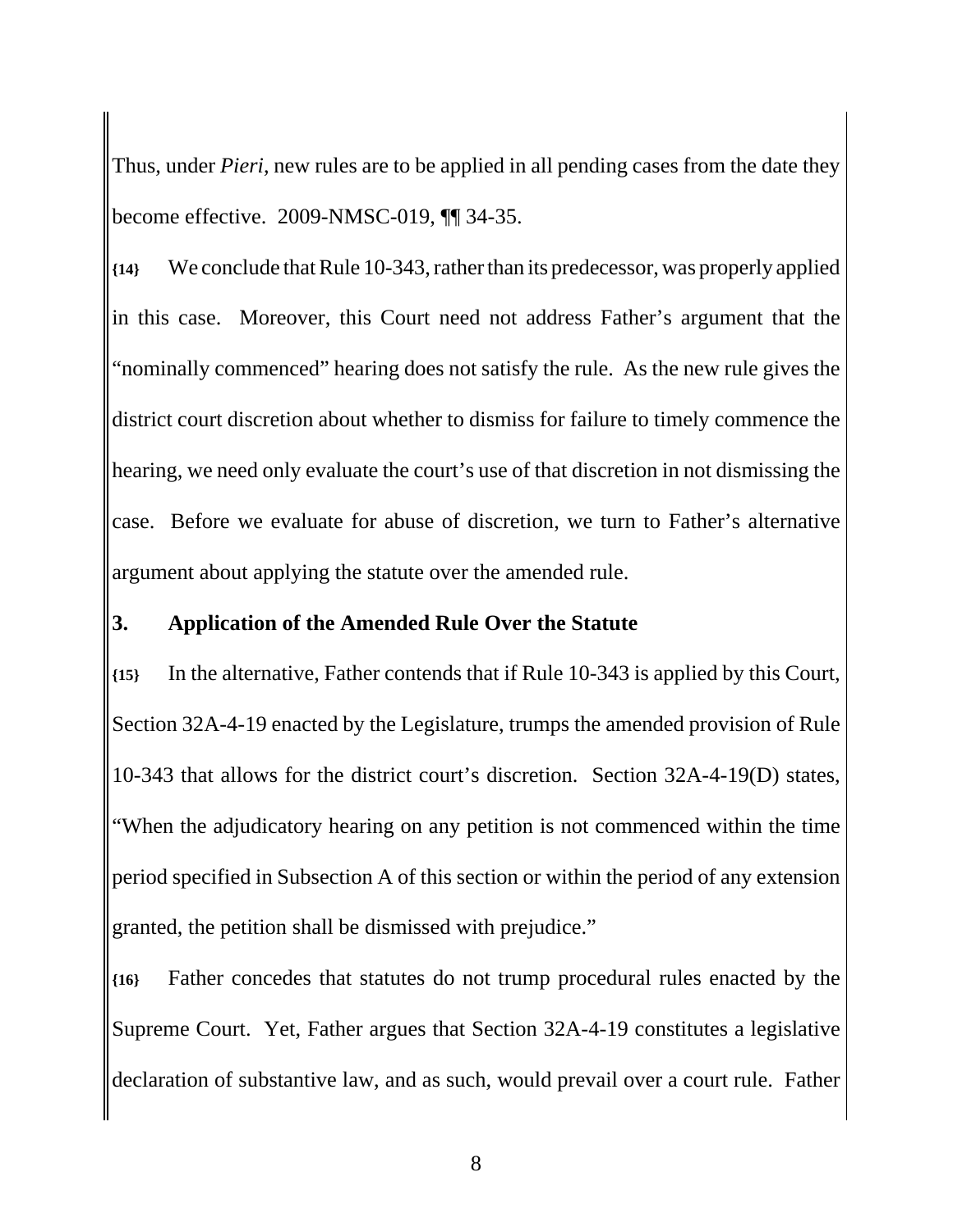Thus, under *Pieri*, new rules are to be applied in all pending cases from the date they become effective. 2009-NMSC-019, ¶¶ 34-35.

**{14}** We conclude that Rule 10-343, rather than its predecessor, was properly applied in this case. Moreover, this Court need not address Father's argument that the "nominally commenced" hearing does not satisfy the rule. As the new rule gives the district court discretion about whether to dismiss for failure to timely commence the hearing, we need only evaluate the court's use of that discretion in not dismissing the case. Before we evaluate for abuse of discretion, we turn to Father's alternative argument about applying the statute over the amended rule.

### 3. Application of the Amended Rule Over the Statute

**{15}** In the alternative, Father contends that if Rule 10-343 is applied by this Court, Section 32A-4-19 enacted by the Legislature, trumps the amended provision of Rule 10-343 that allows for the district court's discretion. Section 32A-4-19(D) states, "When the adjudicatory hearing on any petition is not commenced within the time period specified in Subsection A of this section or within the period of any extension granted, the petition shall be dismissed with prejudice."

**{16}** Father concedes that statutes do not trump procedural rules enacted by the Supreme Court. Yet, Father argues that Section 32A-4-19 constitutes a legislative declaration of substantive law, and as such, would prevail over a court rule. Father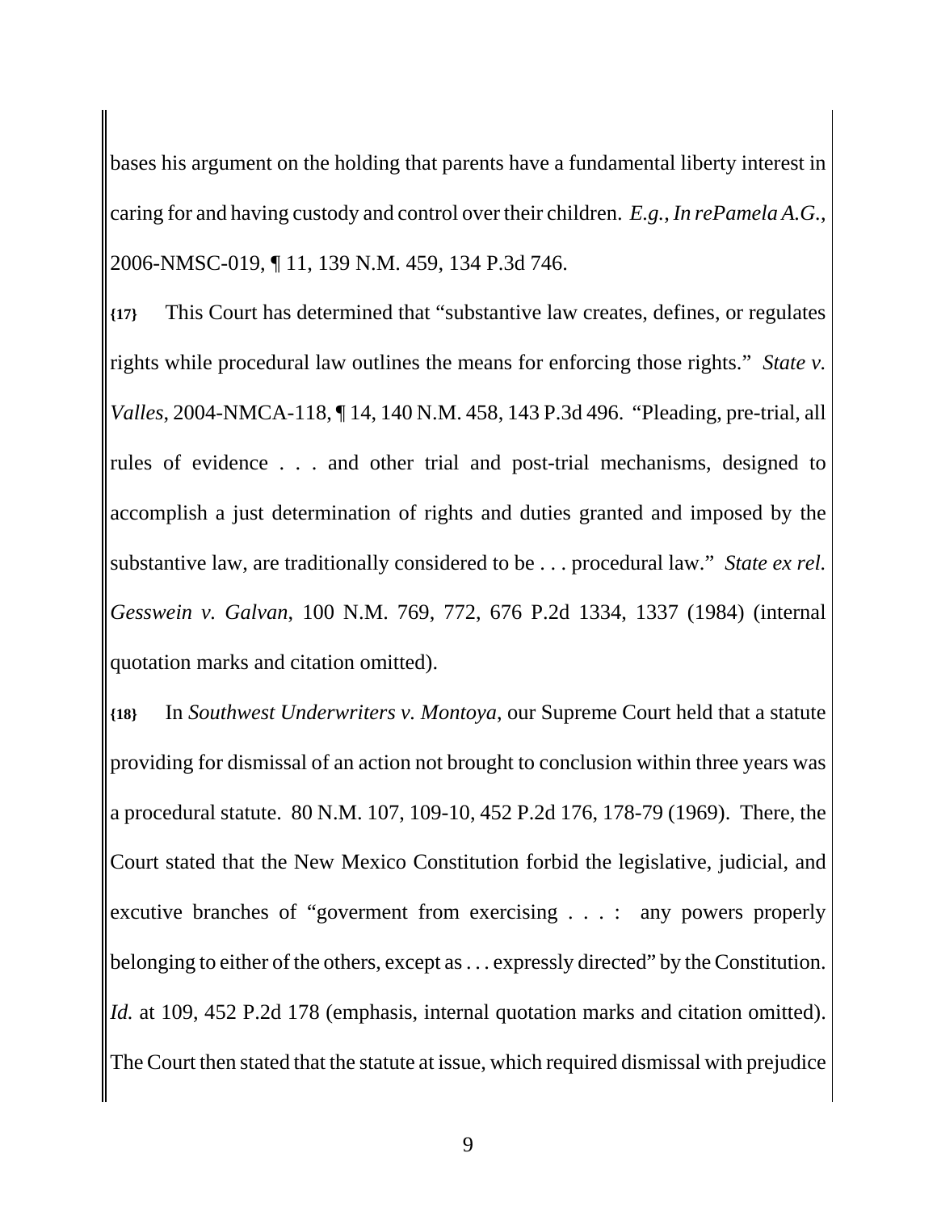bases his argument on the holding that parents have a fundamental liberty interest in caring for and having custody and control over their children. *E.g., In rePamela A.G.*, 2006-NMSC-019, ¶ 11, 139 N.M. 459, 134 P.3d 746.

**{17}** This Court has determined that "substantive law creates, defines, or regulates rights while procedural law outlines the means for enforcing those rights." *State v. Valles*, 2004-NMCA-118, ¶ 14, 140 N.M. 458, 143 P.3d 496. "Pleading, pre-trial, all rules of evidence . . . and other trial and post-trial mechanisms, designed to accomplish a just determination of rights and duties granted and imposed by the substantive law, are traditionally considered to be . . . procedural law." *State ex rel. Gesswein v. Galvan*, 100 N.M. 769, 772, 676 P.2d 1334, 1337 (1984) (internal quotation marks and citation omitted).

**{18}** In *Southwest Underwriters v. Montoya*, our Supreme Court held that a statute providing for dismissal of an action not brought to conclusion within three years was a procedural statute. 80 N.M. 107, 109-10, 452 P.2d 176, 178-79 (1969). There, the Court stated that the New Mexico Constitution forbid the legislative, judicial, and excutive branches of "goverment from exercising . . . : any powers properly belonging to either of the others, except as . . . expressly directed" by the Constitution. *Id.* at 109, 452 P.2d 178 (emphasis, internal quotation marks and citation omitted). The Court then stated that the statute at issue, which required dismissal with prejudice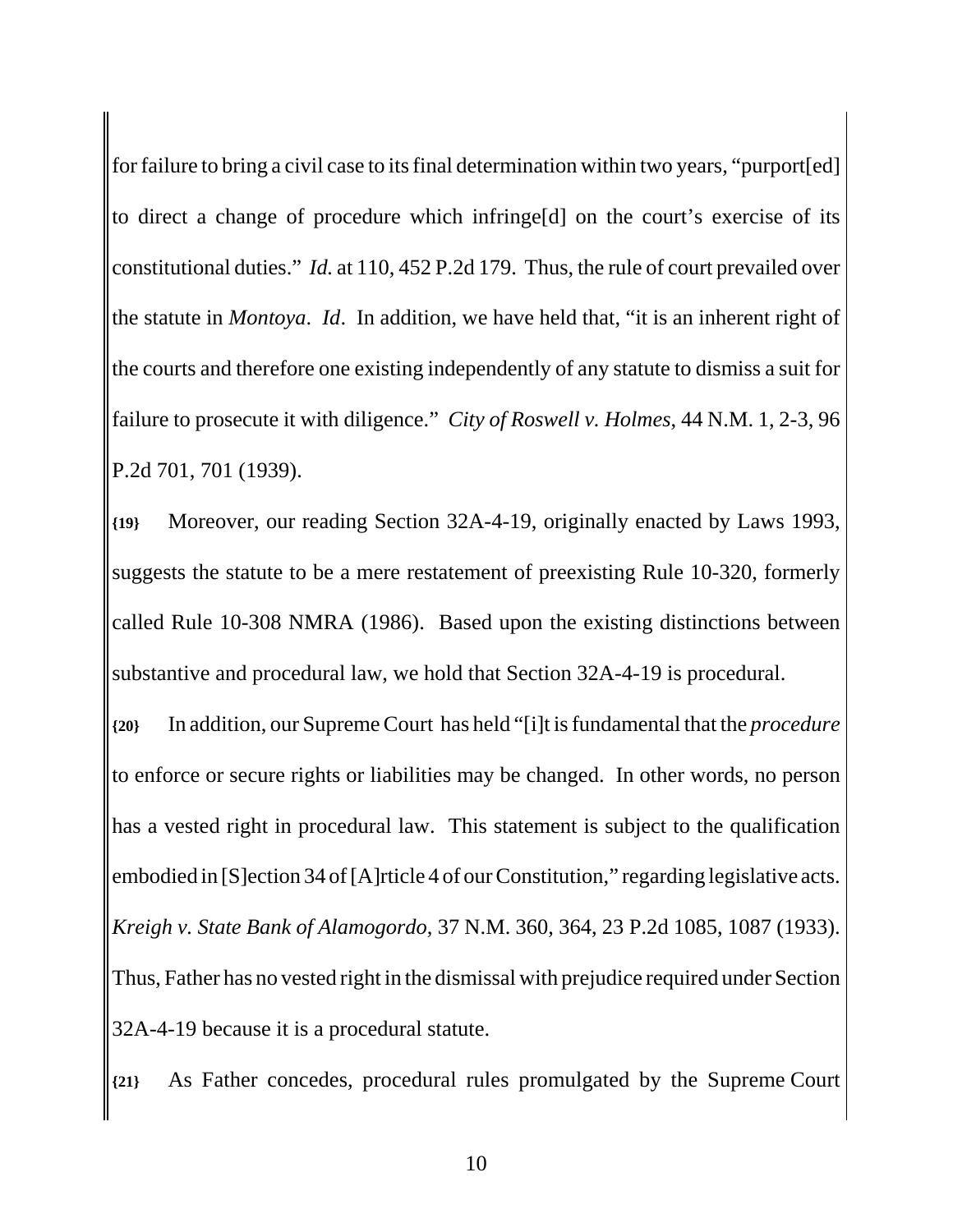for failure to bring a civil case to its final determination within two years, "purport[ed] to direct a change of procedure which infringe[d] on the court's exercise of its constitutional duties." *Id.* at 110, 452 P.2d 179. Thus, the rule of court prevailed over the statute in *Montoya*. *Id*. In addition, we have held that, "it is an inherent right of the courts and therefore one existing independently of any statute to dismiss a suit for failure to prosecute it with diligence." *City of Roswell v. Holmes*, 44 N.M. 1, 2-3, 96 P.2d 701, 701 (1939).

**{19}** Moreover, our reading Section 32A-4-19, originally enacted by Laws 1993, suggests the statute to be a mere restatement of preexisting Rule 10-320, formerly called Rule 10-308 NMRA (1986). Based upon the existing distinctions between substantive and procedural law, we hold that Section 32A-4-19 is procedural.

**{20}** In addition, our Supreme Court has held "[i]t is fundamental that the *procedure* to enforce or secure rights or liabilities may be changed. In other words, no person has a vested right in procedural law. This statement is subject to the qualification embodied in [S]ection 34 of [A]rticle 4 of our Constitution," regarding legislative acts. *Kreigh v. State Bank of Alamogordo*, 37 N.M. 360, 364, 23 P.2d 1085, 1087 (1933). Thus, Father has no vested right in the dismissal with prejudice required under Section 32A-4-19 because it is a procedural statute.

**{21}** As Father concedes, procedural rules promulgated by the Supreme Court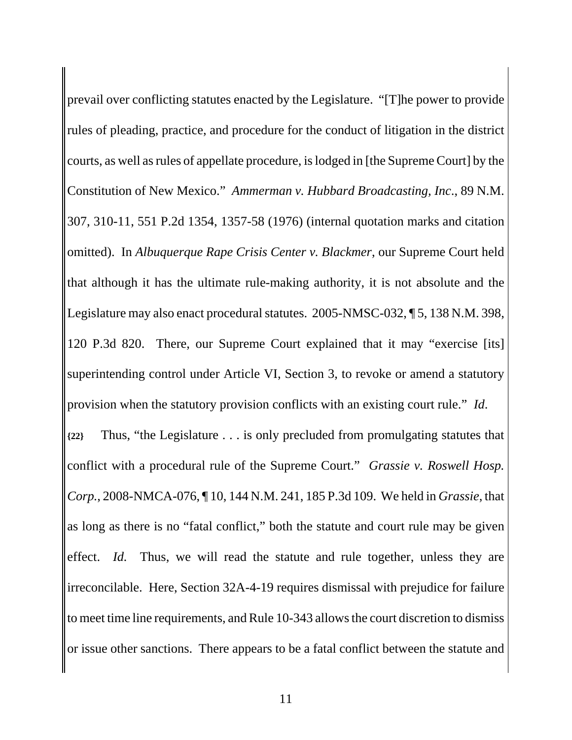prevail over conflicting statutes enacted by the Legislature. "[T]he power to provide rules of pleading, practice, and procedure for the conduct of litigation in the district courts, as well as rules of appellate procedure, is lodged in [the Supreme Court] by the Constitution of New Mexico." *Ammerman v. Hubbard Broadcasting, Inc*., 89 N.M. 307, 310-11, 551 P.2d 1354, 1357-58 (1976) (internal quotation marks and citation omitted). In *Albuquerque Rape Crisis Center v. Blackmer*, our Supreme Court held that although it has the ultimate rule-making authority, it is not absolute and the Legislature may also enact procedural statutes. 2005-NMSC-032, ¶ 5, 138 N.M. 398, 120 P.3d 820. There, our Supreme Court explained that it may "exercise [its] superintending control under Article VI, Section 3, to revoke or amend a statutory provision when the statutory provision conflicts with an existing court rule." *Id*.

**{22}** Thus, "the Legislature . . . is only precluded from promulgating statutes that conflict with a procedural rule of the Supreme Court." *Grassie v. Roswell Hosp. Corp.*, 2008-NMCA-076, ¶ 10, 144 N.M. 241, 185 P.3d 109. We held in *Grassie*, that as long as there is no "fatal conflict," both the statute and court rule may be given effect. *Id.* Thus, we will read the statute and rule together, unless they are irreconcilable. Here, Section 32A-4-19 requires dismissal with prejudice for failure to meet time line requirements, and Rule 10-343 allows the court discretion to dismiss or issue other sanctions. There appears to be a fatal conflict between the statute and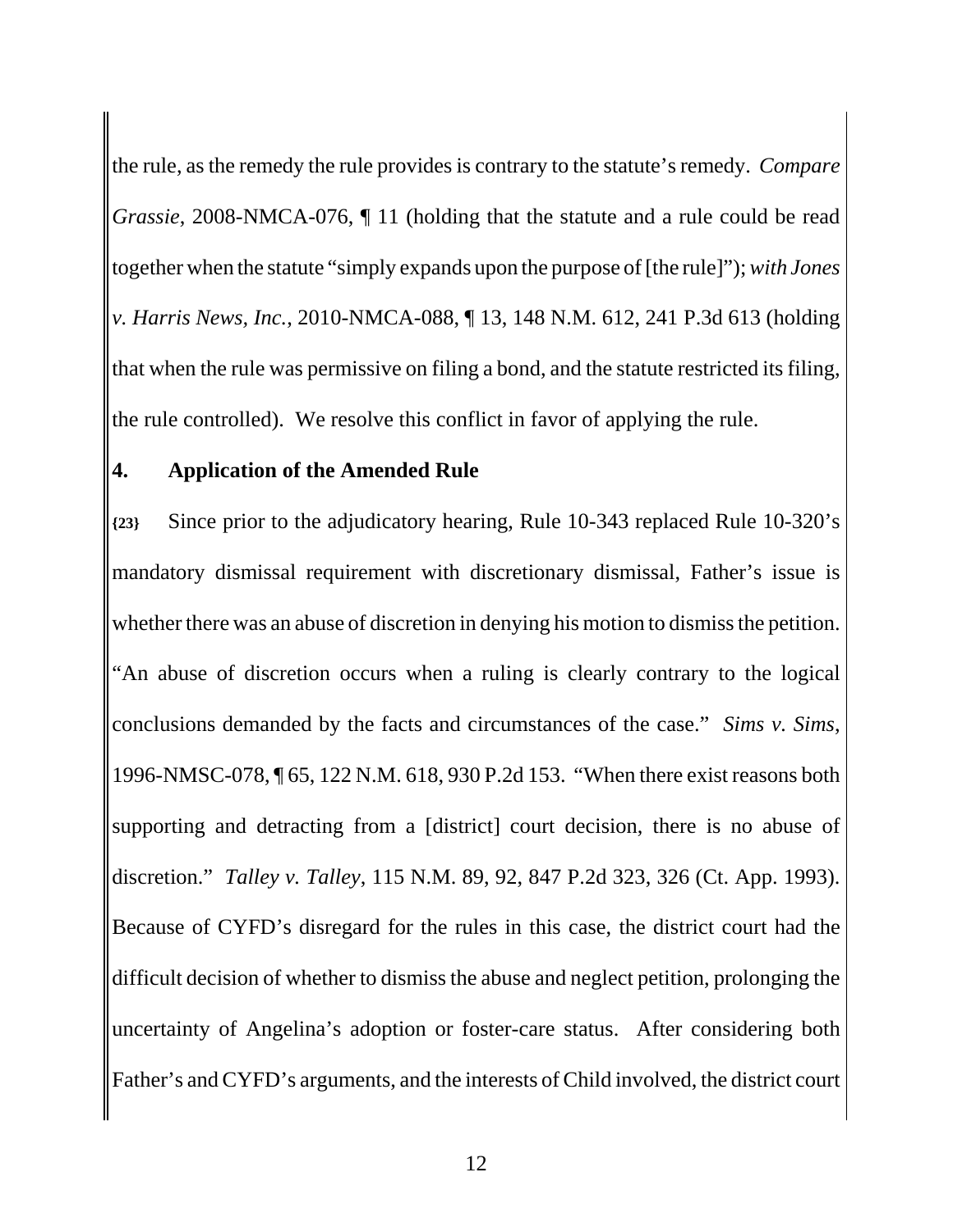the rule, as the remedy the rule provides is contrary to the statute's remedy. *Compare Grassie*, 2008-NMCA-076, ¶ 11 (holding that the statute and a rule could be read together when the statute "simply expands upon the purpose of [the rule]"); *with Jones v. Harris News, Inc.*, 2010-NMCA-088, ¶ 13, 148 N.M. 612, 241 P.3d 613 (holding that when the rule was permissive on filing a bond, and the statute restricted its filing, the rule controlled). We resolve this conflict in favor of applying the rule.

**4. Application of the Amended Rule**

**{23}** Since prior to the adjudicatory hearing, Rule 10-343 replaced Rule 10-320's mandatory dismissal requirement with discretionary dismissal, Father's issue is whether there was an abuse of discretion in denying his motion to dismiss the petition. "An abuse of discretion occurs when a ruling is clearly contrary to the logical conclusions demanded by the facts and circumstances of the case." *Sims v. Sims*, 1996-NMSC-078, ¶ 65, 122 N.M. 618, 930 P.2d 153. "When there exist reasons both supporting and detracting from a [district] court decision, there is no abuse of discretion." *Talley v. Talley*, 115 N.M. 89, 92, 847 P.2d 323, 326 (Ct. App. 1993). Because of CYFD's disregard for the rules in this case, the district court had the difficult decision of whether to dismiss the abuse and neglect petition, prolonging the uncertainty of Angelina's adoption or foster-care status. After considering both Father's and CYFD's arguments, and the interests of Child involved, the district court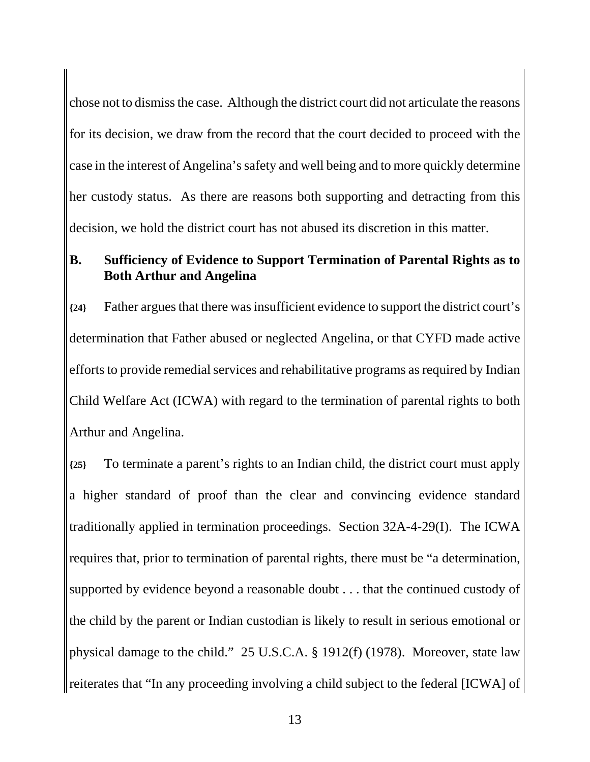chose not to dismiss the case. Although the district court did not articulate the reasons for its decision, we draw from the record that the court decided to proceed with the case in the interest of Angelina's safety and well being and to more quickly determine her custody status. As there are reasons both supporting and detracting from this decision, we hold the district court has not abused its discretion in this matter.

### B. Sufficiency of Evidence to Support Termination of Parental Rights as to Both Arthur and Angelina

**{24}** Father argues that there was insufficient evidence to support the district court's determination that Father abused or neglected Angelina, or that CYFD made active efforts to provide remedial services and rehabilitative programs as required by Indian Child Welfare Act (ICWA) with regard to the termination of parental rights to both Arthur and Angelina.

**{25}** To terminate a parent's rights to an Indian child, the district court must apply a higher standard of proof than the clear and convincing evidence standard traditionally applied in termination proceedings. Section 32A-4-29(I). The ICWA requires that, prior to termination of parental rights, there must be "a determination, supported by evidence beyond a reasonable doubt . . . that the continued custody of the child by the parent or Indian custodian is likely to result in serious emotional or physical damage to the child." 25 U.S.C.A. § 1912(f) (1978). Moreover, state law reiterates that "In any proceeding involving a child subject to the federal [ICWA] of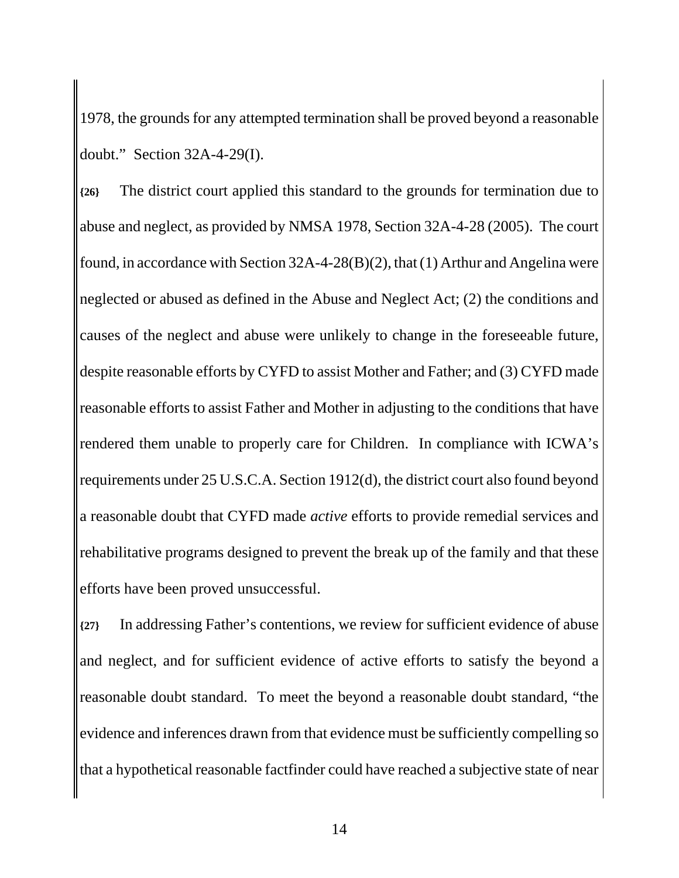1978, the grounds for any attempted termination shall be proved beyond a reasonable doubt." Section 32A-4-29(I).

**{26}** The district court applied this standard to the grounds for termination due to abuse and neglect, as provided by NMSA 1978, Section 32A-4-28 (2005). The court found, in accordance with Section 32A-4-28(B)(2), that (1) Arthur and Angelina were neglected or abused as defined in the Abuse and Neglect Act; (2) the conditions and causes of the neglect and abuse were unlikely to change in the foreseeable future, despite reasonable efforts by CYFD to assist Mother and Father; and (3) CYFD made reasonable efforts to assist Father and Mother in adjusting to the conditions that have rendered them unable to properly care for Children. In compliance with ICWA's requirements under 25 U.S.C.A. Section 1912(d), the district court also found beyond a reasonable doubt that CYFD made *active* efforts to provide remedial services and rehabilitative programs designed to prevent the break up of the family and that these efforts have been proved unsuccessful.

**{27}** In addressing Father's contentions, we review for sufficient evidence of abuse and neglect, and for sufficient evidence of active efforts to satisfy the beyond a reasonable doubt standard. To meet the beyond a reasonable doubt standard, "the evidence and inferences drawn from that evidence must be sufficiently compelling so that a hypothetical reasonable factfinder could have reached a subjective state of near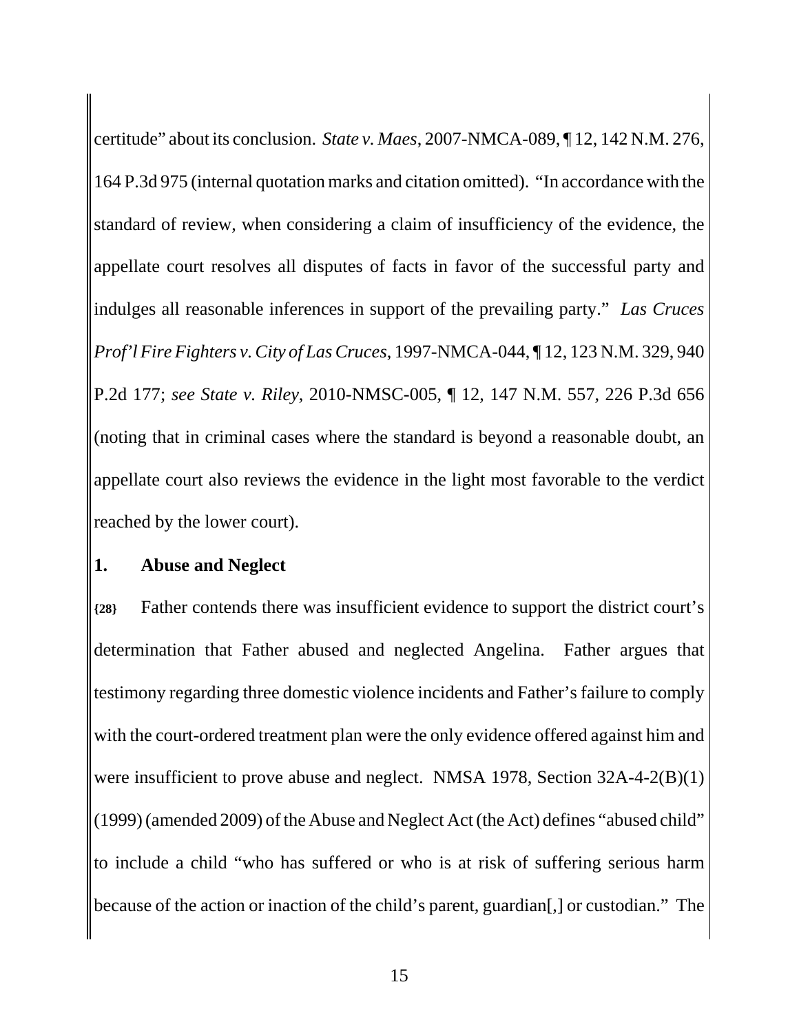certitude" about its conclusion. *State v. Maes*, 2007-NMCA-089, ¶ 12, 142 N.M. 276, 164 P.3d 975 (internal quotation marks and citation omitted). "In accordance with the standard of review, when considering a claim of insufficiency of the evidence, the appellate court resolves all disputes of facts in favor of the successful party and indulges all reasonable inferences in support of the prevailing party." *Las Cruces Prof'l Fire Fighters v. City of Las Cruces*, 1997-NMCA-044, ¶ 12, 123 N.M. 329, 940 P.2d 177; *see State v. Riley*, 2010-NMSC-005, ¶ 12, 147 N.M. 557, 226 P.3d 656 (noting that in criminal cases where the standard is beyond a reasonable doubt, an appellate court also reviews the evidence in the light most favorable to the verdict reached by the lower court).

**1. Abuse and Neglect**

**{28}** Father contends there was insufficient evidence to support the district court's determination that Father abused and neglected Angelina. Father argues that testimony regarding three domestic violence incidents and Father's failure to comply with the court-ordered treatment plan were the only evidence offered against him and were insufficient to prove abuse and neglect. NMSA 1978, Section 32A-4-2(B)(1) (1999) (amended 2009) of the Abuse and Neglect Act (the Act) defines "abused child" to include a child "who has suffered or who is at risk of suffering serious harm because of the action or inaction of the child's parent, guardian[,] or custodian." The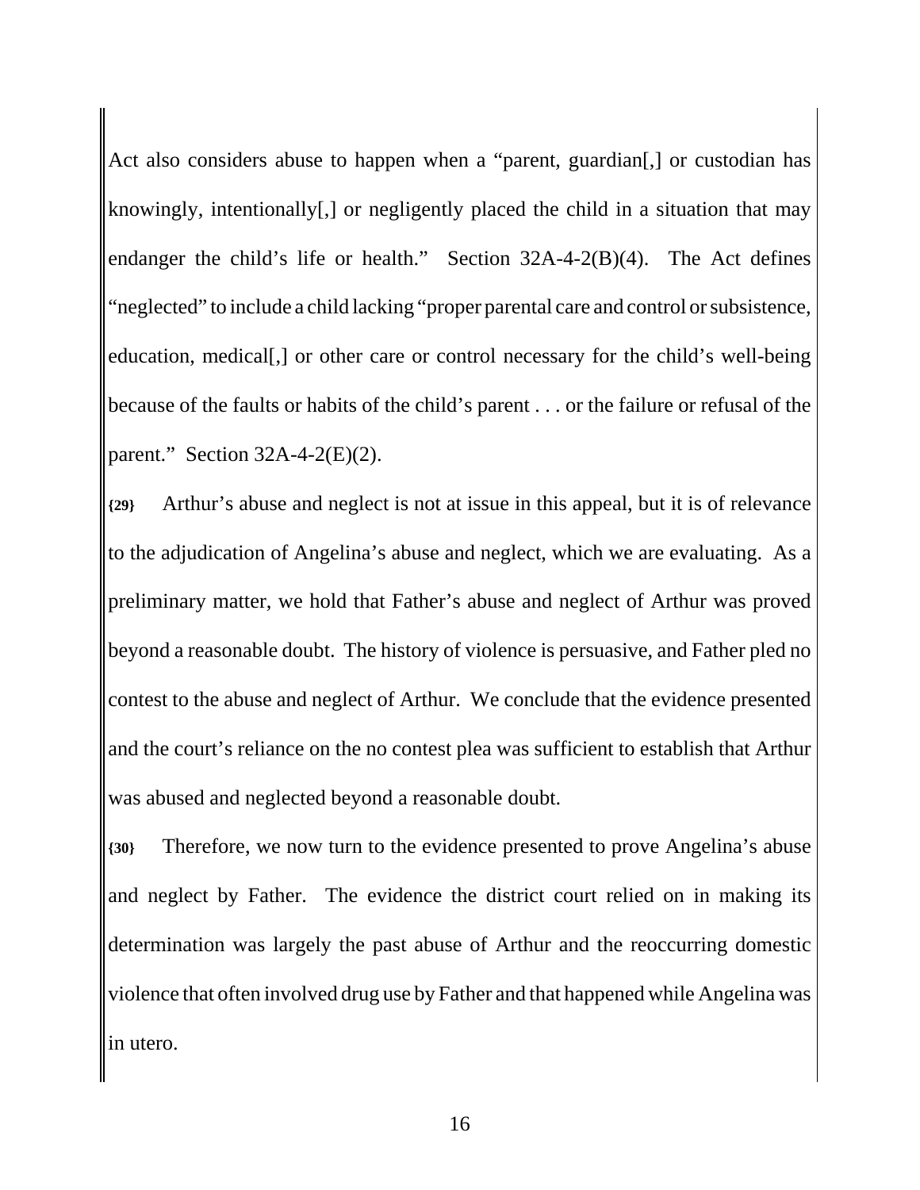Act also considers abuse to happen when a "parent, guardian[,] or custodian has knowingly, intentionally[,] or negligently placed the child in a situation that may endanger the child's life or health." Section 32A-4-2(B)(4). The Act defines "neglected" to include a child lacking "proper parental care and control or subsistence, education, medical[,] or other care or control necessary for the child's well-being because of the faults or habits of the child's parent . . . or the failure or refusal of the parent." Section 32A-4-2(E)(2).

**{29}** Arthur's abuse and neglect is not at issue in this appeal, but it is of relevance to the adjudication of Angelina's abuse and neglect, which we are evaluating. As a preliminary matter, we hold that Father's abuse and neglect of Arthur was proved beyond a reasonable doubt. The history of violence is persuasive, and Father pled no contest to the abuse and neglect of Arthur. We conclude that the evidence presented and the court's reliance on the no contest plea was sufficient to establish that Arthur was abused and neglected beyond a reasonable doubt.

**{30}** Therefore, we now turn to the evidence presented to prove Angelina's abuse and neglect by Father. The evidence the district court relied on in making its determination was largely the past abuse of Arthur and the reoccurring domestic violence that often involved drug use by Father and that happened while Angelina was in utero.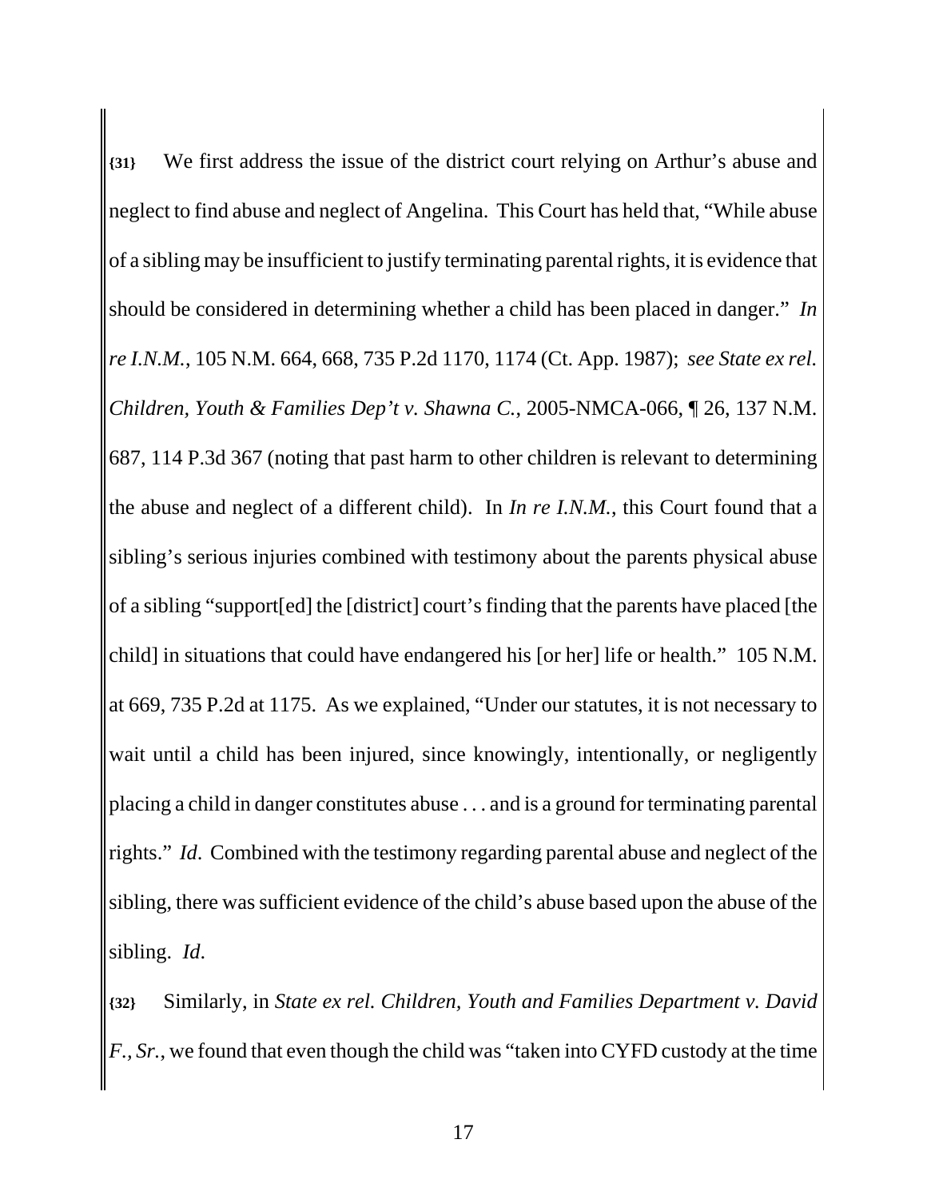**{31}** We first address the issue of the district court relying on Arthur's abuse and neglect to find abuse and neglect of Angelina. This Court has held that, "While abuse of a sibling may be insufficient to justify terminating parental rights, it is evidence that should be considered in determining whether a child has been placed in danger." *In re I.N.M.*, 105 N.M. 664, 668, 735 P.2d 1170, 1174 (Ct. App. 1987); *see State ex rel. Children, Youth & Families Dep't v. Shawna C.*, 2005-NMCA-066, ¶ 26, 137 N.M. 687, 114 P.3d 367 (noting that past harm to other children is relevant to determining the abuse and neglect of a different child). In *In re I.N.M.*, this Court found that a sibling's serious injuries combined with testimony about the parents physical abuse of a sibling "support[ed] the [district] court's finding that the parents have placed [the child] in situations that could have endangered his [or her] life or health." 105 N.M. at 669, 735 P.2d at 1175. As we explained, "Under our statutes, it is not necessary to wait until a child has been injured, since knowingly, intentionally, or negligently placing a child in danger constitutes abuse . . . and is a ground for terminating parental rights." *Id*. Combined with the testimony regarding parental abuse and neglect of the sibling, there was sufficient evidence of the child's abuse based upon the abuse of the sibling. *Id*.

**{32}** Similarly, in *State ex rel. Children, Youth and Families Department v. David F., Sr.*, we found that even though the child was "taken into CYFD custody at the time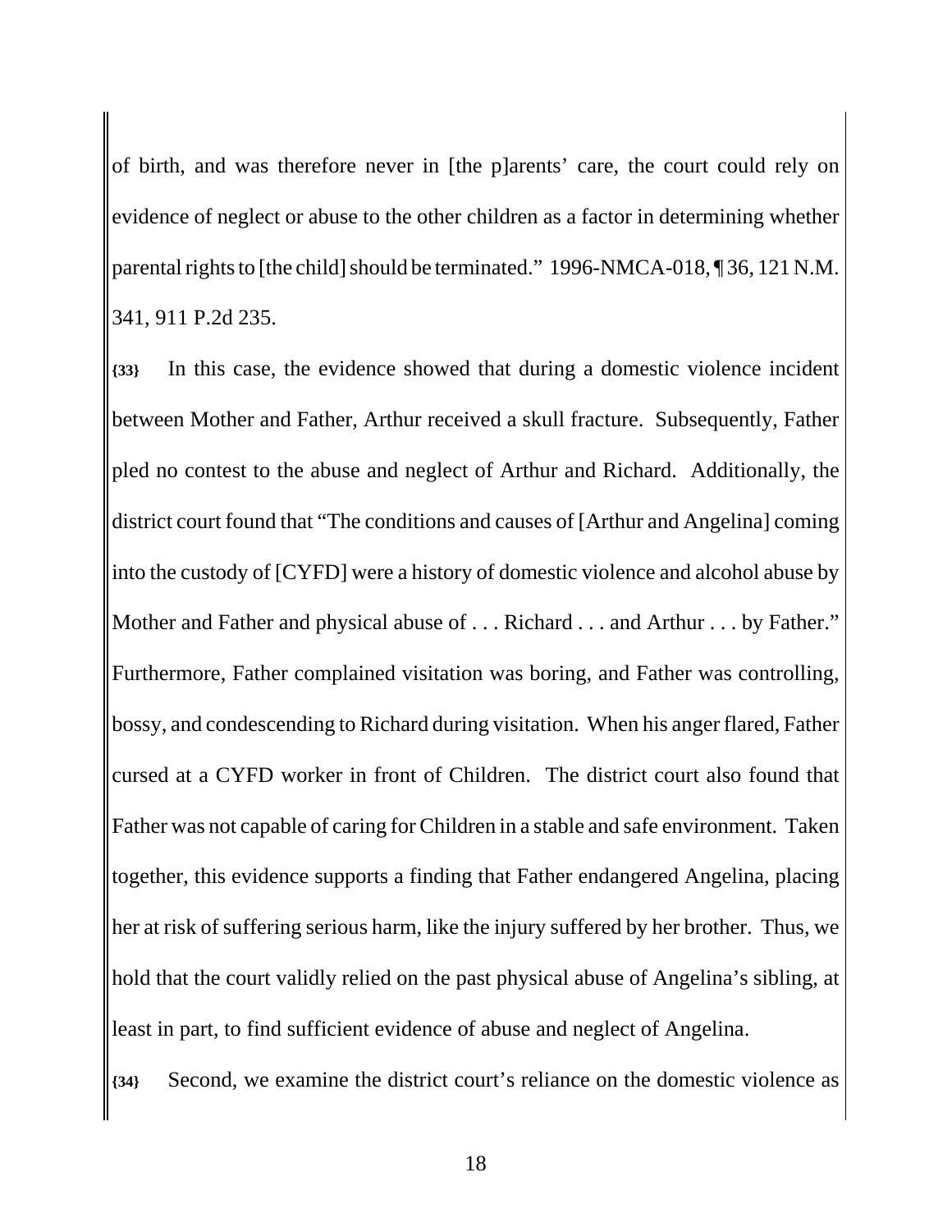of birth, and was therefore never in [the p]arents' care, the court could rely on evidence of neglect or abuse to the other children as a factor in determining whether parental rights to [the child] should be terminated." 1996-NMCA-018, ¶ 36, 121 N.M. 341, 911 P.2d 235.

**{33}** In this case, the evidence showed that during a domestic violence incident between Mother and Father, Arthur received a skull fracture. Subsequently, Father pled no contest to the abuse and neglect of Arthur and Richard. Additionally, the district court found that "The conditions and causes of [Arthur and Angelina] coming into the custody of [CYFD] were a history of domestic violence and alcohol abuse by Mother and Father and physical abuse of . . . Richard . . . and Arthur . . . by Father." Furthermore, Father complained visitation was boring, and Father was controlling, bossy, and condescending to Richard during visitation. When his anger flared, Father cursed at a CYFD worker in front of Children. The district court also found that Father was not capable of caring for Children in a stable and safe environment. Taken together, this evidence supports a finding that Father endangered Angelina, placing her at risk of suffering serious harm, like the injury suffered by her brother. Thus, we hold that the court validly relied on the past physical abuse of Angelina's sibling, at least in part, to find sufficient evidence of abuse and neglect of Angelina.

**{34}** Second, we examine the district court's reliance on the domestic violence as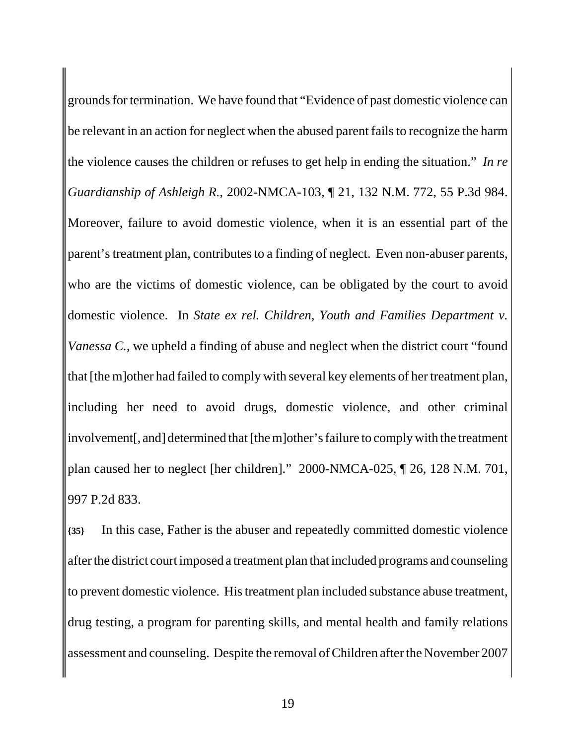grounds for termination. We have found that "Evidence of past domestic violence can be relevant in an action for neglect when the abused parent fails to recognize the harm the violence causes the children or refuses to get help in ending the situation." *In re Guardianship of Ashleigh R.*, 2002-NMCA-103, ¶ 21, 132 N.M. 772, 55 P.3d 984. Moreover, failure to avoid domestic violence, when it is an essential part of the parent's treatment plan, contributes to a finding of neglect. Even non-abuser parents, who are the victims of domestic violence, can be obligated by the court to avoid domestic violence. In *State ex rel. Children, Youth and Families Department v. Vanessa C.*, we upheld a finding of abuse and neglect when the district court "found that [the m]other had failed to comply with several key elements of her treatment plan, including her need to avoid drugs, domestic violence, and other criminal involvement[, and] determined that [the m]other's failure to comply with the treatment plan caused her to neglect [her children]." 2000-NMCA-025, ¶ 26, 128 N.M. 701, 997 P.2d 833.

**{35}** In this case, Father is the abuser and repeatedly committed domestic violence after the district court imposed a treatment plan that included programs and counseling to prevent domestic violence. His treatment plan included substance abuse treatment, drug testing, a program for parenting skills, and mental health and family relations assessment and counseling. Despite the removal of Children after the November 2007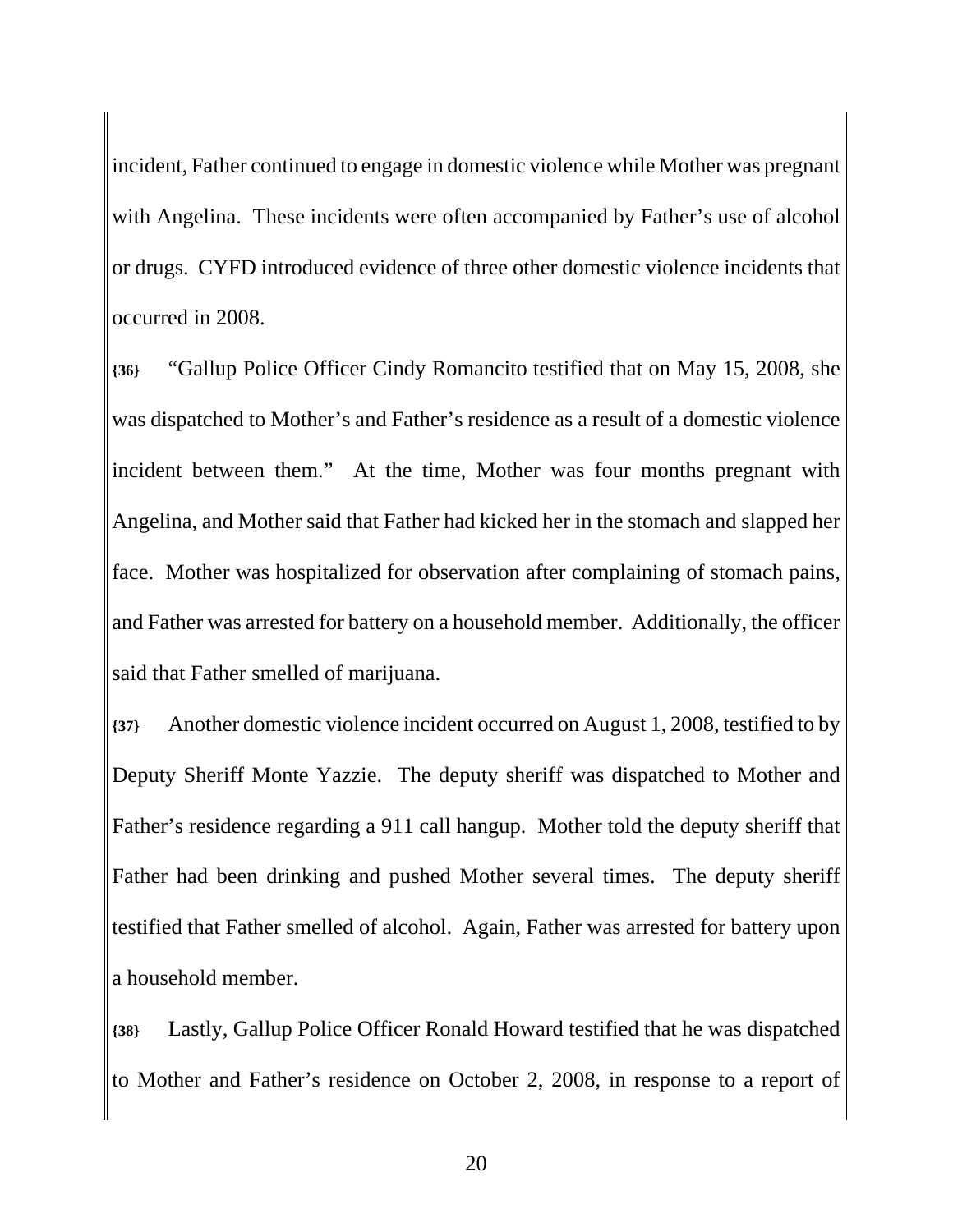incident, Father continued to engage in domestic violence while Mother was pregnant with Angelina. These incidents were often accompanied by Father's use of alcohol or drugs. CYFD introduced evidence of three other domestic violence incidents that occurred in 2008.

**{36}** "Gallup Police Officer Cindy Romancito testified that on May 15, 2008, she was dispatched to Mother's and Father's residence as a result of a domestic violence incident between them." At the time, Mother was four months pregnant with Angelina, and Mother said that Father had kicked her in the stomach and slapped her face. Mother was hospitalized for observation after complaining of stomach pains, and Father was arrested for battery on a household member. Additionally, the officer said that Father smelled of marijuana.

**{37}** Another domestic violence incident occurred on August 1, 2008, testified to by Deputy Sheriff Monte Yazzie. The deputy sheriff was dispatched to Mother and Father's residence regarding a 911 call hangup. Mother told the deputy sheriff that Father had been drinking and pushed Mother several times. The deputy sheriff testified that Father smelled of alcohol. Again, Father was arrested for battery upon a household member.

**{38}** Lastly, Gallup Police Officer Ronald Howard testified that he was dispatched to Mother and Father's residence on October 2, 2008, in response to a report of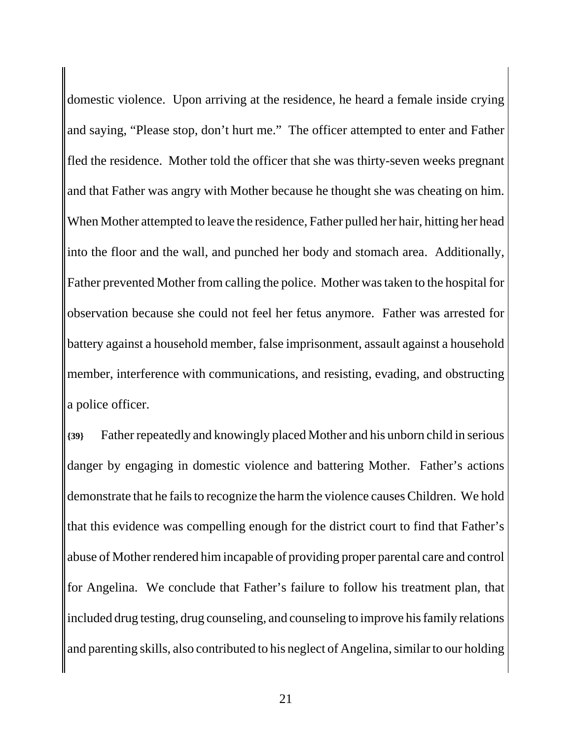domestic violence. Upon arriving at the residence, he heard a female inside crying and saying, "Please stop, don't hurt me." The officer attempted to enter and Father fled the residence. Mother told the officer that she was thirty-seven weeks pregnant and that Father was angry with Mother because he thought she was cheating on him. When Mother attempted to leave the residence, Father pulled her hair, hitting her head into the floor and the wall, and punched her body and stomach area. Additionally, Father prevented Mother from calling the police. Mother was taken to the hospital for observation because she could not feel her fetus anymore. Father was arrested for battery against a household member, false imprisonment, assault against a household member, interference with communications, and resisting, evading, and obstructing a police officer.

**{39}** Father repeatedly and knowingly placed Mother and his unborn child in serious danger by engaging in domestic violence and battering Mother. Father's actions demonstrate that he fails to recognize the harm the violence causes Children. We hold that this evidence was compelling enough for the district court to find that Father's abuse of Mother rendered him incapable of providing proper parental care and control for Angelina. We conclude that Father's failure to follow his treatment plan, that included drug testing, drug counseling, and counseling to improve his family relations and parenting skills, also contributed to his neglect of Angelina, similar to our holding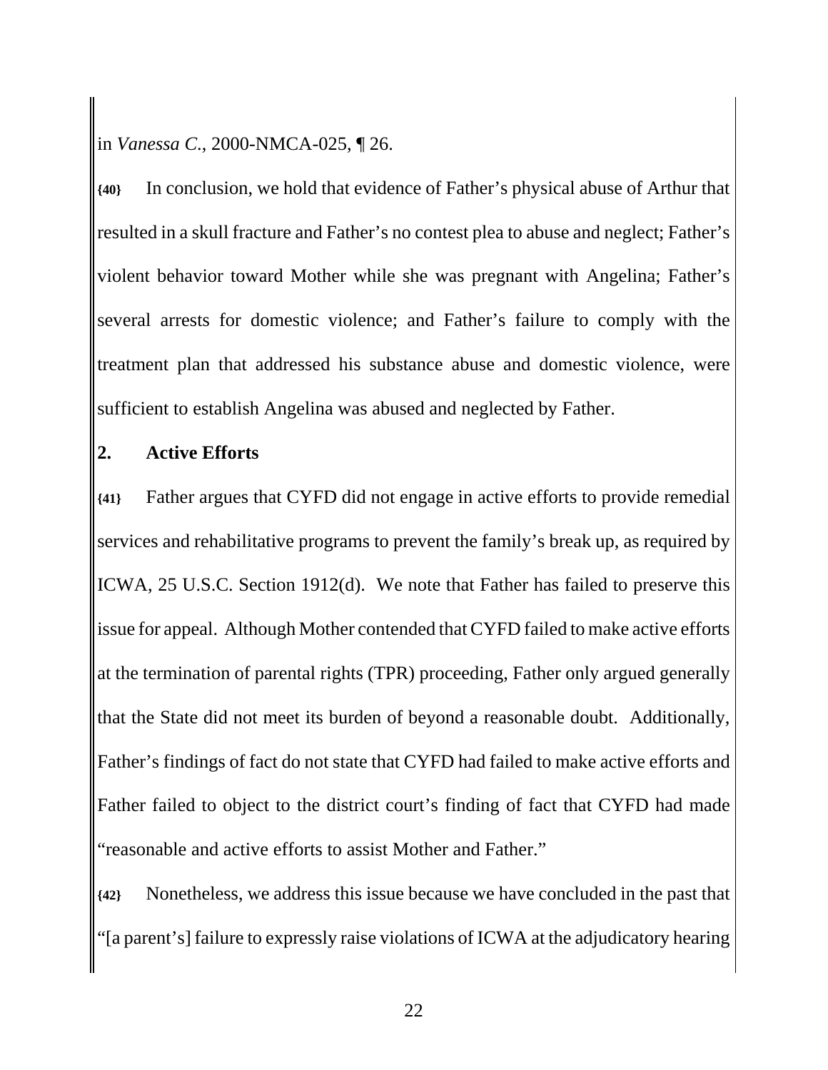in *Vanessa C.*, 2000-NMCA-025, ¶ 26.

**{40}** In conclusion, we hold that evidence of Father's physical abuse of Arthur that resulted in a skull fracture and Father's no contest plea to abuse and neglect; Father's violent behavior toward Mother while she was pregnant with Angelina; Father's several arrests for domestic violence; and Father's failure to comply with the treatment plan that addressed his substance abuse and domestic violence, were sufficient to establish Angelina was abused and neglected by Father.

## 2. Active Efforts

**{41}** Father argues that CYFD did not engage in active efforts to provide remedial services and rehabilitative programs to prevent the family's break up, as required by ICWA, 25 U.S.C. Section 1912(d). We note that Father has failed to preserve this issue for appeal. Although Mother contended that CYFD failed to make active efforts at the termination of parental rights (TPR) proceeding, Father only argued generally that the State did not meet its burden of beyond a reasonable doubt. Additionally, Father's findings of fact do not state that CYFD had failed to make active efforts and Father failed to object to the district court's finding of fact that CYFD had made "reasonable and active efforts to assist Mother and Father."

**{42}** Nonetheless, we address this issue because we have concluded in the past that "[a parent's] failure to expressly raise violations of ICWA at the adjudicatory hearing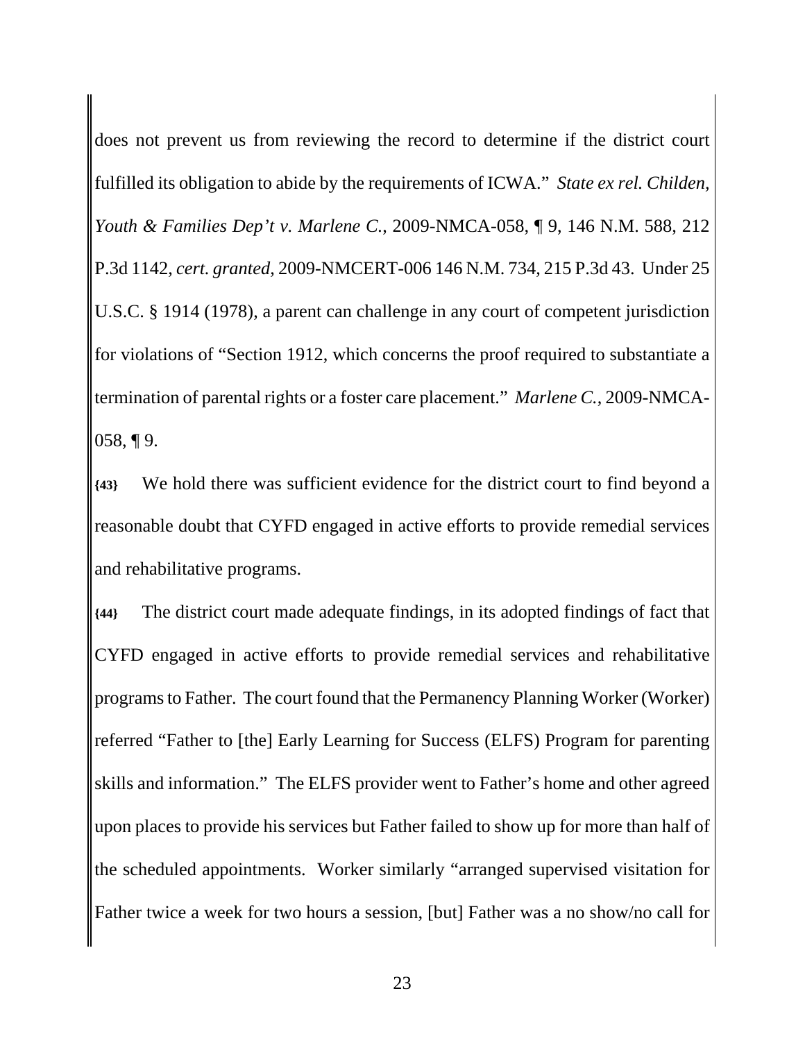does not prevent us from reviewing the record to determine if the district court fulfilled its obligation to abide by the requirements of ICWA." *State ex rel. Childen, Youth & Families Dep't v. Marlene C.*, 2009-NMCA-058, ¶ 9, 146 N.M. 588, 212 P.3d 1142, *cert. granted*, 2009-NMCERT-006 146 N.M. 734, 215 P.3d 43. Under 25 U.S.C. § 1914 (1978), a parent can challenge in any court of competent jurisdiction for violations of "Section 1912, which concerns the proof required to substantiate a termination of parental rights or a foster care placement." *Marlene C.*, 2009-NMCA-058, ¶ 9.

**{43}** We hold there was sufficient evidence for the district court to find beyond a reasonable doubt that CYFD engaged in active efforts to provide remedial services and rehabilitative programs.

**{44}** The district court made adequate findings, in its adopted findings of fact that CYFD engaged in active efforts to provide remedial services and rehabilitative programs to Father. The court found that the Permanency Planning Worker (Worker) referred "Father to [the] Early Learning for Success (ELFS) Program for parenting skills and information." The ELFS provider went to Father's home and other agreed upon places to provide his services but Father failed to show up for more than half of the scheduled appointments. Worker similarly "arranged supervised visitation for Father twice a week for two hours a session, [but] Father was a no show/no call for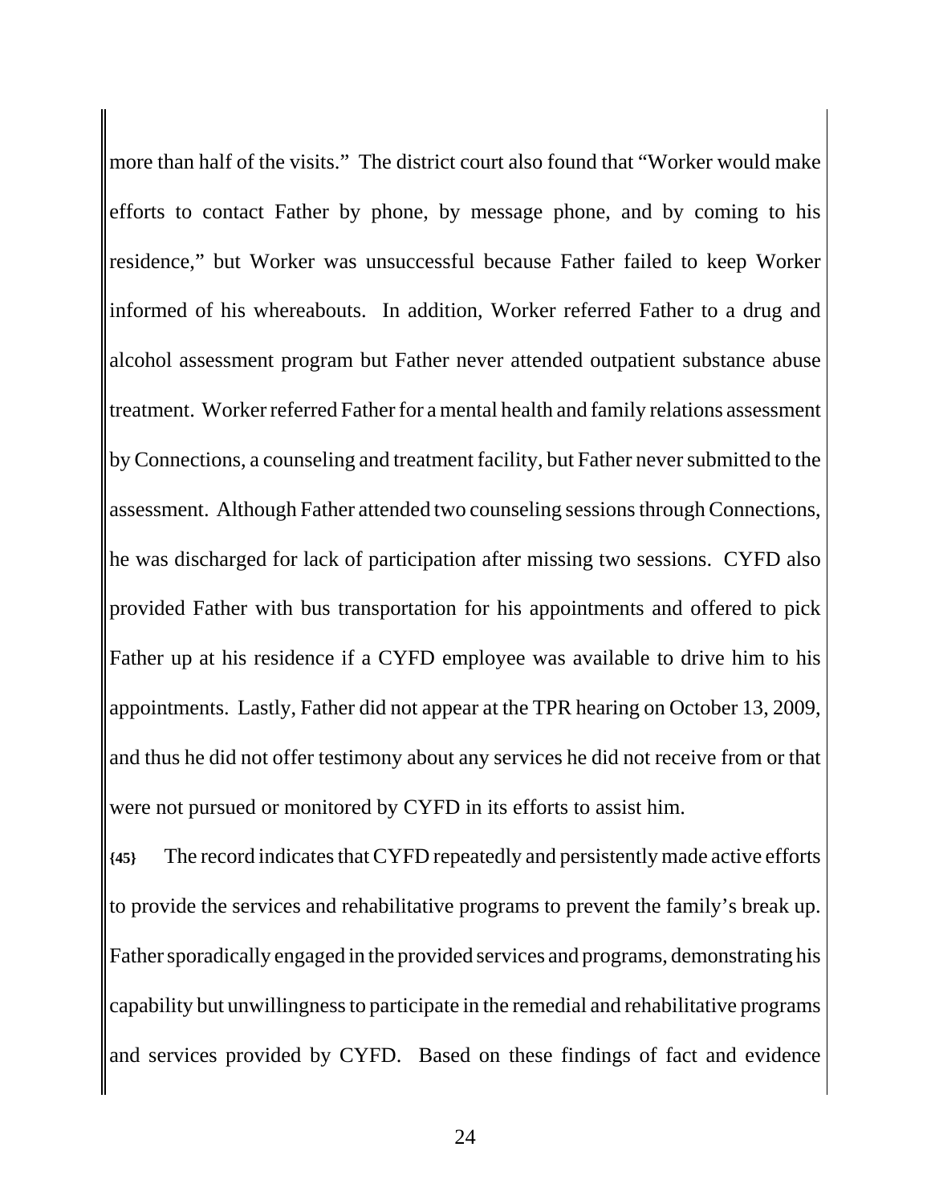more than half of the visits." The district court also found that "Worker would make efforts to contact Father by phone, by message phone, and by coming to his residence," but Worker was unsuccessful because Father failed to keep Worker informed of his whereabouts. In addition, Worker referred Father to a drug and alcohol assessment program but Father never attended outpatient substance abuse treatment. Worker referred Father for a mental health and family relations assessment by Connections, a counseling and treatment facility, but Father never submitted to the assessment. Although Father attended two counseling sessions through Connections, he was discharged for lack of participation after missing two sessions. CYFD also provided Father with bus transportation for his appointments and offered to pick Father up at his residence if a CYFD employee was available to drive him to his appointments. Lastly, Father did not appear at the TPR hearing on October 13, 2009, and thus he did not offer testimony about any services he did not receive from or that were not pursued or monitored by CYFD in its efforts to assist him.

**{45}** The record indicates that CYFD repeatedly and persistently made active efforts to provide the services and rehabilitative programs to prevent the family's break up. Father sporadically engaged in the provided services and programs, demonstrating his capability but unwillingness to participate in the remedial and rehabilitative programs and services provided by CYFD. Based on these findings of fact and evidence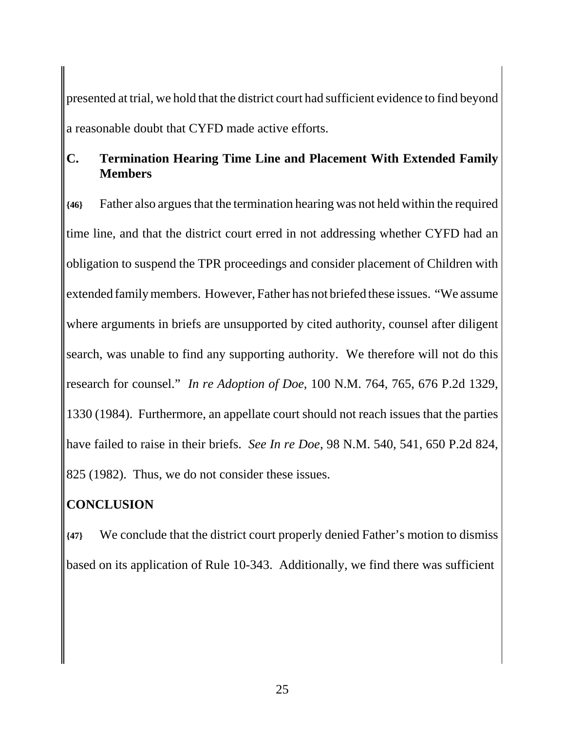presented at trial, we hold that the district court had sufficient evidence to find beyond a reasonable doubt that CYFD made active efforts.

### C. Termination Hearing Time Line and Placement With Extended Family Members

**{46}** Father also argues that the termination hearing was not held within the required time line, and that the district court erred in not addressing whether CYFD had an obligation to suspend the TPR proceedings and consider placement of Children with extended family members. However, Father has not briefed these issues. "We assume where arguments in briefs are unsupported by cited authority, counsel after diligent search, was unable to find any supporting authority. We therefore will not do this research for counsel." *In re Adoption of Doe*, 100 N.M. 764, 765, 676 P.2d 1329, 1330 (1984). Furthermore, an appellate court should not reach issues that the parties have failed to raise in their briefs. *See In re Doe*, 98 N.M. 540, 541, 650 P.2d 824, 825 (1982). Thus, we do not consider these issues.

## CONCLUSION

**{47}** We conclude that the district court properly denied Father's motion to dismiss based on its application of Rule 10-343. Additionally, we find there was sufficient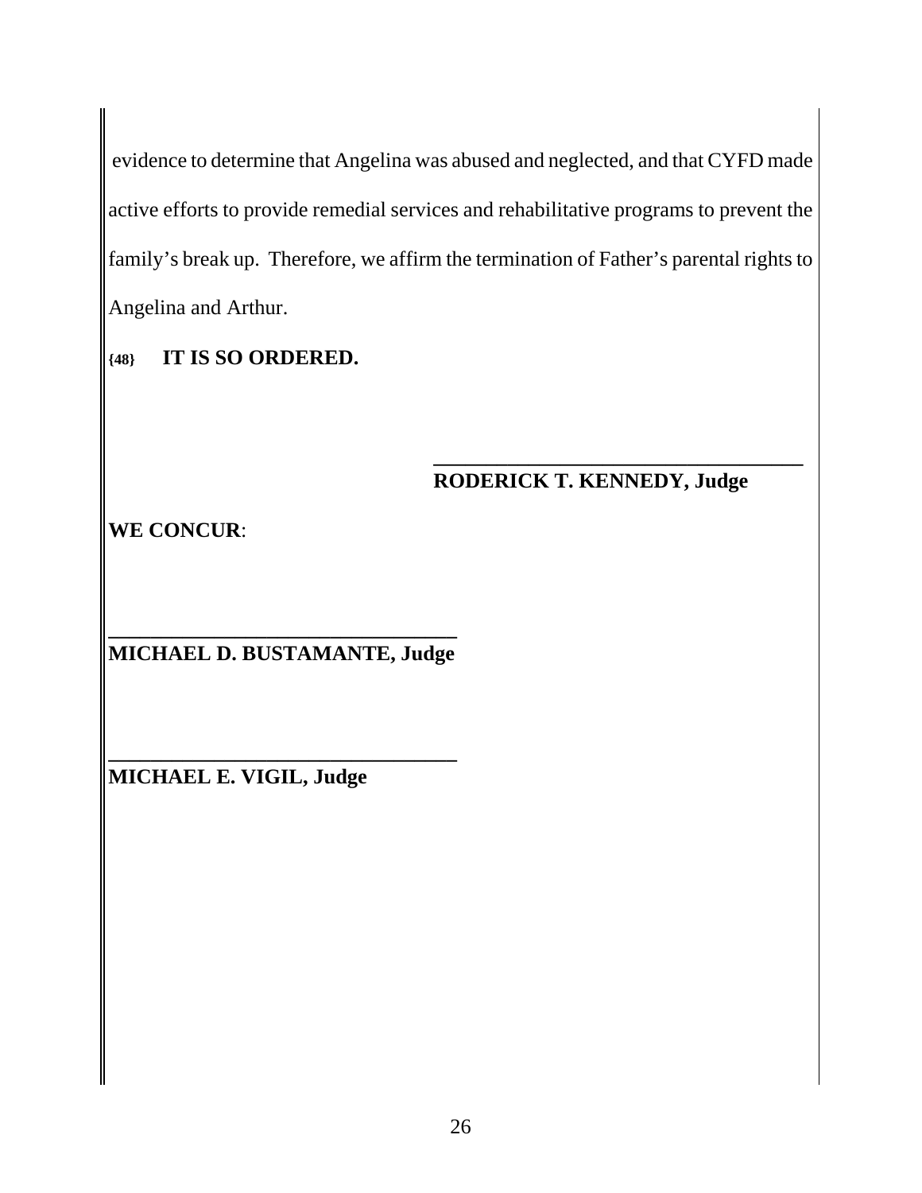evidence to determine that Angelina was abused and neglected, and that CYFD made active efforts to provide remedial services and rehabilitative programs to prevent the family's break up. Therefore, we affirm the termination of Father's parental rights to Angelina and Arthur.

{48} **IT IS SO ORDERED.**

\_\_\_\_\_\_\_\_\_\_\_\_\_\_\_\_\_\_\_\_\_\_\_\_\_\_\_\_\_\_\_\_\_\_\_\_

**RODERICK T. KENNEDY, Judge**

**WE CONCUR**:

\_\_\_\_\_\_\_\_\_\_\_\_\_\_\_\_\_\_\_\_\_\_\_\_\_\_\_\_\_\_\_\_\_\_\_\_

**MICHAEL D. BUSTAMANTE, Judge**

\_\_\_\_\_\_\_\_\_\_\_\_\_\_\_\_\_\_\_\_\_\_\_\_\_\_\_\_\_\_\_\_\_\_\_\_

**MICHAEL E. VIGIL, Judge**